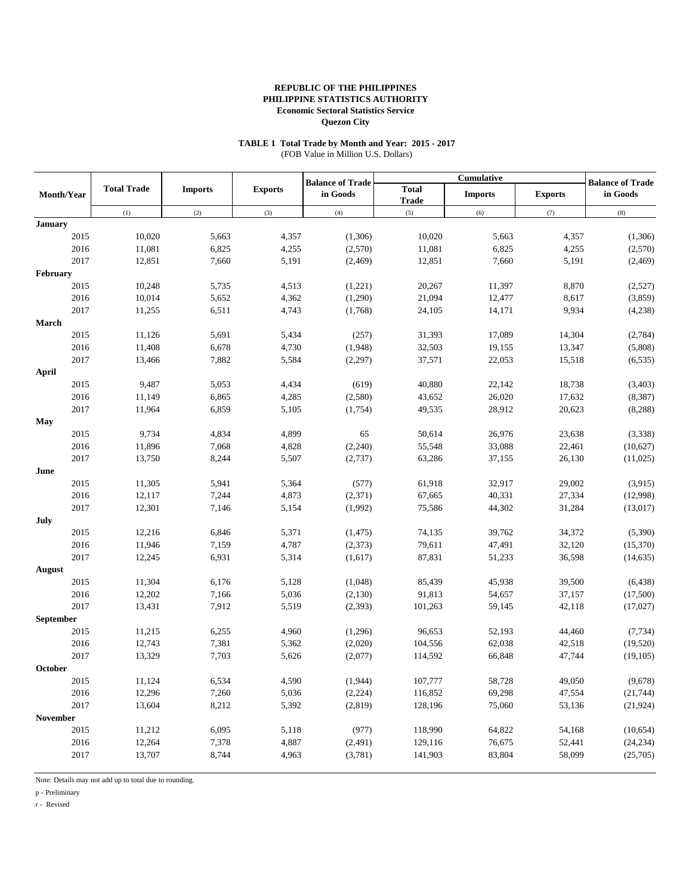**REPUBLIC OF THE PHILIPPINES**
**PHILIPPINE STATISTICS AUTHORITY**
**Economic Sectoral Statistics Service**
**Quezon City**

**TABLE 1 Total Trade by Month and Year: 2015 - 2017**
(FOB Value in Million U.S. Dollars)

| Month/Year | Total Trade | Imports | Exports | Balance of Trade in Goods | Cumulative | | | | Balance of Trade in Goods |
|---|---|---|---|---|---|---|---|---|
| | | | | | Total Trade | Imports | Exports | |
| | (1) | (2) | (3) | (4) | (5) | (6) | (7) | (8) |
| **January** | | | | | | | | |
| 2015 | 10,020 | 5,663 | 4,357 | (1,306) | 10,020 | 5,663 | 4,357 | (1,306) |
| 2016 | 11,081 | 6,825 | 4,255 | (2,570) | 11,081 | 6,825 | 4,255 | (2,570) |
| 2017 | 12,851 | 7,660 | 5,191 | (2,469) | 12,851 | 7,660 | 5,191 | (2,469) |
| **February** | | | | | | | | |
| 2015 | 10,248 | 5,735 | 4,513 | (1,221) | 20,267 | 11,397 | 8,870 | (2,527) |
| 2016 | 10,014 | 5,652 | 4,362 | (1,290) | 21,094 | 12,477 | 8,617 | (3,859) |
| 2017 | 11,255 | 6,511 | 4,743 | (1,768) | 24,105 | 14,171 | 9,934 | (4,238) |
| **March** | | | | | | | | |
| 2015 | 11,126 | 5,691 | 5,434 | (257) | 31,393 | 17,089 | 14,304 | (2,784) |
| 2016 | 11,408 | 6,678 | 4,730 | (1,948) | 32,503 | 19,155 | 13,347 | (5,808) |
| 2017 | 13,466 | 7,882 | 5,584 | (2,297) | 37,571 | 22,053 | 15,518 | (6,535) |
| **April** | | | | | | | | |
| 2015 | 9,487 | 5,053 | 4,434 | (619) | 40,880 | 22,142 | 18,738 | (3,403) |
| 2016 | 11,149 | 6,865 | 4,285 | (2,580) | 43,652 | 26,020 | 17,632 | (8,387) |
| 2017 | 11,964 | 6,859 | 5,105 | (1,754) | 49,535 | 28,912 | 20,623 | (8,288) |
| **May** | | | | | | | | |
| 2015 | 9,734 | 4,834 | 4,899 | 65 | 50,614 | 26,976 | 23,638 | (3,338) |
| 2016 | 11,896 | 7,068 | 4,828 | (2,240) | 55,548 | 33,088 | 22,461 | (10,627) |
| 2017 | 13,750 | 8,244 | 5,507 | (2,737) | 63,286 | 37,155 | 26,130 | (11,025) |
| **June** | | | | | | | | |
| 2015 | 11,305 | 5,941 | 5,364 | (577) | 61,918 | 32,917 | 29,002 | (3,915) |
| 2016 | 12,117 | 7,244 | 4,873 | (2,371) | 67,665 | 40,331 | 27,334 | (12,998) |
| 2017 | 12,301 | 7,146 | 5,154 | (1,992) | 75,586 | 44,302 | 31,284 | (13,017) |
| **July** | | | | | | | | |
| 2015 | 12,216 | 6,846 | 5,371 | (1,475) | 74,135 | 39,762 | 34,372 | (5,390) |
| 2016 | 11,946 | 7,159 | 4,787 | (2,373) | 79,611 | 47,491 | 32,120 | (15,370) |
| 2017 | 12,245 | 6,931 | 5,314 | (1,617) | 87,831 | 51,233 | 36,598 | (14,635) |
| **August** | | | | | | | | |
| 2015 | 11,304 | 6,176 | 5,128 | (1,048) | 85,439 | 45,938 | 39,500 | (6,438) |
| 2016 | 12,202 | 7,166 | 5,036 | (2,130) | 91,813 | 54,657 | 37,157 | (17,500) |
| 2017 | 13,431 | 7,912 | 5,519 | (2,393) | 101,263 | 59,145 | 42,118 | (17,027) |
| **September** | | | | | | | | |
| 2015 | 11,215 | 6,255 | 4,960 | (1,296) | 96,653 | 52,193 | 44,460 | (7,734) |
| 2016 | 12,743 | 7,381 | 5,362 | (2,020) | 104,556 | 62,038 | 42,518 | (19,520) |
| 2017 | 13,329 | 7,703 | 5,626 | (2,077) | 114,592 | 66,848 | 47,744 | (19,105) |
| **October** | | | | | | | | |
| 2015 | 11,124 | 6,534 | 4,590 | (1,944) | 107,777 | 58,728 | 49,050 | (9,678) |
| 2016 | 12,296 | 7,260 | 5,036 | (2,224) | 116,852 | 69,298 | 47,554 | (21,744) |
| 2017 | 13,604 | 8,212 | 5,392 | (2,819) | 128,196 | 75,060 | 53,136 | (21,924) |
| **November** | | | | | | | | |
| 2015 | 11,212 | 6,095 | 5,118 | (977) | 118,990 | 64,822 | 54,168 | (10,654) |
| 2016 | 12,264 | 7,378 | 4,887 | (2,491) | 129,116 | 76,675 | 52,441 | (24,234) |
| 2017 | 13,707 | 8,744 | 4,963 | (3,781) | 141,903 | 83,804 | 58,099 | (25,705) |

Note: Details may not add up to total due to rounding.

p - Preliminary

r - Revised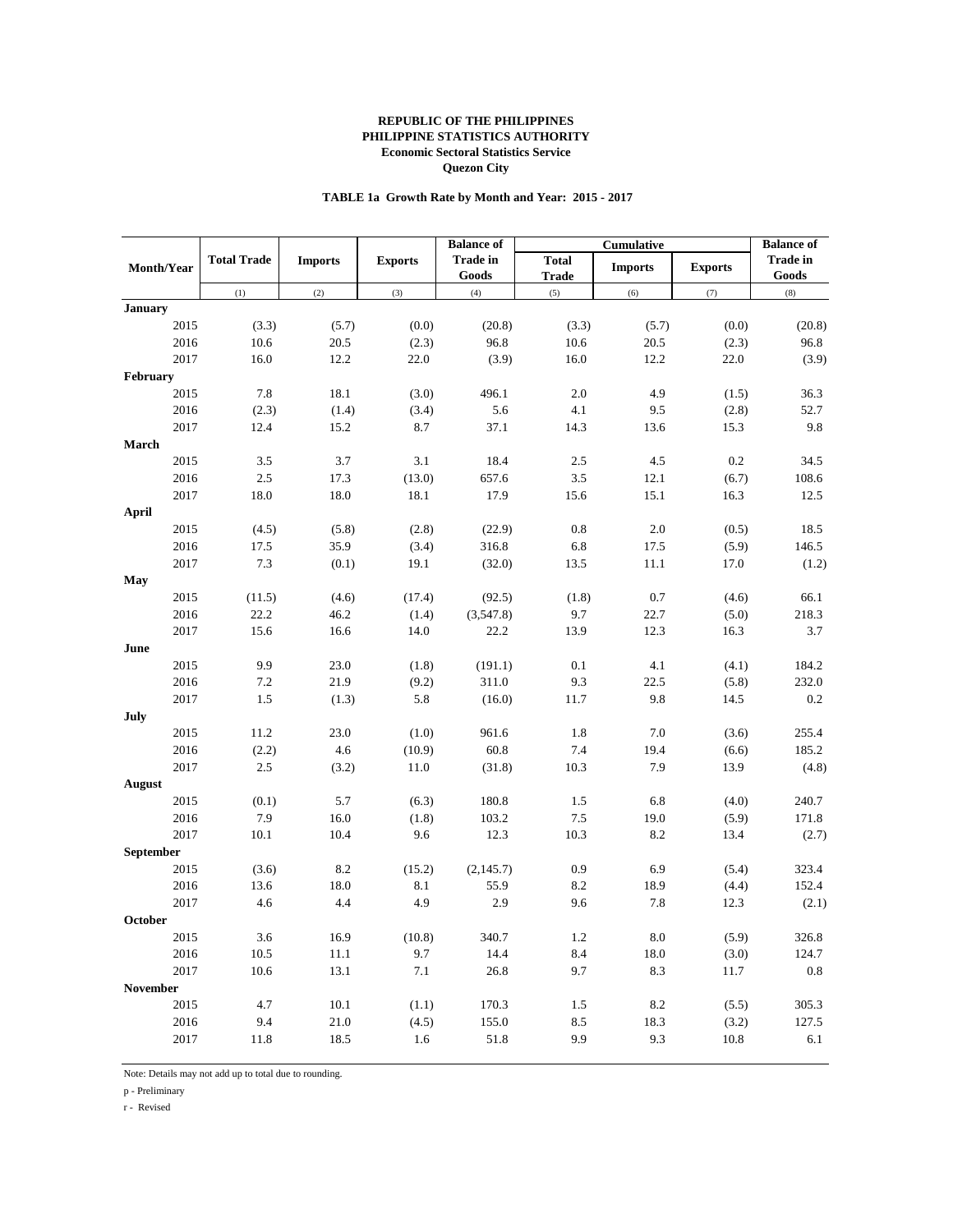**REPUBLIC OF THE PHILIPPINES**
**PHILIPPINE STATISTICS AUTHORITY**
**Economic Sectoral Statistics Service**
**Quezon City**

**TABLE 1a Growth Rate by Month and Year: 2015 - 2017**

| Month/Year | Total Trade | Imports | Exports | Balance of Trade in Goods | Cumulative | | | Balance of Trade in Goods |
|---|---|---|---|---|---|---|---|---|
| | | | | | Total Trade | Imports | Exports | |
| | (1) | (2) | (3) | (4) | (5) | (6) | (7) | (8) |
| **January** | | | | | | | | |
| 2015 | (3.3) | (5.7) | (0.0) | (20.8) | (3.3) | (5.7) | (0.0) | (20.8) |
| 2016 | 10.6 | 20.5 | (2.3) | 96.8 | 10.6 | 20.5 | (2.3) | 96.8 |
| 2017 | 16.0 | 12.2 | 22.0 | (3.9) | 16.0 | 12.2 | 22.0 | (3.9) |
| **February** | | | | | | | | |
| 2015 | 7.8 | 18.1 | (3.0) | 496.1 | 2.0 | 4.9 | (1.5) | 36.3 |
| 2016 | (2.3) | (1.4) | (3.4) | 5.6 | 4.1 | 9.5 | (2.8) | 52.7 |
| 2017 | 12.4 | 15.2 | 8.7 | 37.1 | 14.3 | 13.6 | 15.3 | 9.8 |
| **March** | | | | | | | | |
| 2015 | 3.5 | 3.7 | 3.1 | 18.4 | 2.5 | 4.5 | 0.2 | 34.5 |
| 2016 | 2.5 | 17.3 | (13.0) | 657.6 | 3.5 | 12.1 | (6.7) | 108.6 |
| 2017 | 18.0 | 18.0 | 18.1 | 17.9 | 15.6 | 15.1 | 16.3 | 12.5 |
| **April** | | | | | | | | |
| 2015 | (4.5) | (5.8) | (2.8) | (22.9) | 0.8 | 2.0 | (0.5) | 18.5 |
| 2016 | 17.5 | 35.9 | (3.4) | 316.8 | 6.8 | 17.5 | (5.9) | 146.5 |
| 2017 | 7.3 | (0.1) | 19.1 | (32.0) | 13.5 | 11.1 | 17.0 | (1.2) |
| **May** | | | | | | | | |
| 2015 | (11.5) | (4.6) | (17.4) | (92.5) | (1.8) | 0.7 | (4.6) | 66.1 |
| 2016 | 22.2 | 46.2 | (1.4) | (3,547.8) | 9.7 | 22.7 | (5.0) | 218.3 |
| 2017 | 15.6 | 16.6 | 14.0 | 22.2 | 13.9 | 12.3 | 16.3 | 3.7 |
| **June** | | | | | | | | |
| 2015 | 9.9 | 23.0 | (1.8) | (191.1) | 0.1 | 4.1 | (4.1) | 184.2 |
| 2016 | 7.2 | 21.9 | (9.2) | 311.0 | 9.3 | 22.5 | (5.8) | 232.0 |
| 2017 | 1.5 | (1.3) | 5.8 | (16.0) | 11.7 | 9.8 | 14.5 | 0.2 |
| **July** | | | | | | | | |
| 2015 | 11.2 | 23.0 | (1.0) | 961.6 | 1.8 | 7.0 | (3.6) | 255.4 |
| 2016 | (2.2) | 4.6 | (10.9) | 60.8 | 7.4 | 19.4 | (6.6) | 185.2 |
| 2017 | 2.5 | (3.2) | 11.0 | (31.8) | 10.3 | 7.9 | 13.9 | (4.8) |
| **August** | | | | | | | | |
| 2015 | (0.1) | 5.7 | (6.3) | 180.8 | 1.5 | 6.8 | (4.0) | 240.7 |
| 2016 | 7.9 | 16.0 | (1.8) | 103.2 | 7.5 | 19.0 | (5.9) | 171.8 |
| 2017 | 10.1 | 10.4 | 9.6 | 12.3 | 10.3 | 8.2 | 13.4 | (2.7) |
| **September** | | | | | | | | |
| 2015 | (3.6) | 8.2 | (15.2) | (2,145.7) | 0.9 | 6.9 | (5.4) | 323.4 |
| 2016 | 13.6 | 18.0 | 8.1 | 55.9 | 8.2 | 18.9 | (4.4) | 152.4 |
| 2017 | 4.6 | 4.4 | 4.9 | 2.9 | 9.6 | 7.8 | 12.3 | (2.1) |
| **October** | | | | | | | | |
| 2015 | 3.6 | 16.9 | (10.8) | 340.7 | 1.2 | 8.0 | (5.9) | 326.8 |
| 2016 | 10.5 | 11.1 | 9.7 | 14.4 | 8.4 | 18.0 | (3.0) | 124.7 |
| 2017 | 10.6 | 13.1 | 7.1 | 26.8 | 9.7 | 8.3 | 11.7 | 0.8 |
| **November** | | | | | | | | |
| 2015 | 4.7 | 10.1 | (1.1) | 170.3 | 1.5 | 8.2 | (5.5) | 305.3 |
| 2016 | 9.4 | 21.0 | (4.5) | 155.0 | 8.5 | 18.3 | (3.2) | 127.5 |
| 2017 | 11.8 | 18.5 | 1.6 | 51.8 | 9.9 | 9.3 | 10.8 | 6.1 |

Note: Details may not add up to total due to rounding.

p - Preliminary

r - Revised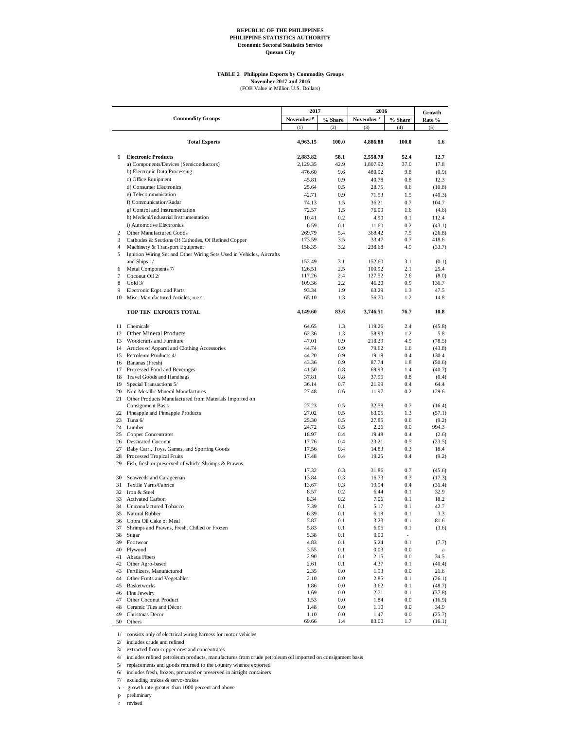**REPUBLIC OF THE PHILIPPINES**
**PHILIPPINE STATISTICS AUTHORITY**
**Economic Sectoral Statistics Service**
**Quezon City**

**TABLE 2 Philippine Exports by Commodity Groups**
**November 2017 and 2016**
(FOB Value in Million U.S. Dollars)

| | Commodity Groups | 2017 November p | 2017 % Share | 2016 November r | 2016 % Share | Growth Rate % |
|---|---|---|---|---|---|---|
| | | (1) | (2) | (3) | (4) | (5) |
| | **Total Exports** | **4,963.15** | **100.0** | **4,886.88** | **100.0** | **1.6** |
| **1** | **Electronic Products** | **2,883.82** | **58.1** | **2,558.70** | **52.4** | **12.7** |
| | a) Components/Devices (Semiconductors) | 2,129.35 | 42.9 | 1,807.92 | 37.0 | 17.8 |
| | b) Electronic Data Processing | 476.60 | 9.6 | 480.92 | 9.8 | (0.9) |
| | c) Office Equipment | 45.81 | 0.9 | 40.78 | 0.8 | 12.3 |
| | d) Consumer Electronics | 25.64 | 0.5 | 28.75 | 0.6 | (10.8) |
| | e) Telecommunication | 42.71 | 0.9 | 71.53 | 1.5 | (40.3) |
| | f) Communication/Radar | 74.13 | 1.5 | 36.21 | 0.7 | 104.7 |
| | g) Control and Instrumentation | 72.57 | 1.5 | 76.09 | 1.6 | (4.6) |
| | h) Medical/Industrial Instrumentation | 10.41 | 0.2 | 4.90 | 0.1 | 112.4 |
| | i) Automotive Electronics | 6.59 | 0.1 | 11.60 | 0.2 | (43.1) |
| 2 | Other Manufactured Goods | 269.79 | 5.4 | 368.42 | 7.5 | (26.8) |
| 3 | Cathodes & Sections Of Cathodes, Of Refined Copper | 173.59 | 3.5 | 33.47 | 0.7 | 418.6 |
| 4 | Machinery & Transport Equipment | 158.35 | 3.2 | 238.68 | 4.9 | (33.7) |
| 5 | Ignition Wiring Set and Other Wiring Sets Used in Vehicles, Aircrafts and Ships 1/ | 152.49 | 3.1 | 152.60 | 3.1 | (0.1) |
| 6 | Metal Components 7/ | 126.51 | 2.5 | 100.92 | 2.1 | 25.4 |
| 7 | Coconut Oil 2/ | 117.26 | 2.4 | 127.52 | 2.6 | (8.0) |
| 8 | Gold 3/ | 109.36 | 2.2 | 46.20 | 0.9 | 136.7 |
| 9 | Electronic Eqpt. and Parts | 93.34 | 1.9 | 63.29 | 1.3 | 47.5 |
| 10 | Misc. Manufactured Articles, n.e.s. | 65.10 | 1.3 | 56.70 | 1.2 | 14.8 |
| | **TOP TEN EXPORTS TOTAL** | **4,149.60** | **83.6** | **3,746.51** | **76.7** | **10.8** |
| 11 | Chemicals | 64.65 | 1.3 | 119.26 | 2.4 | (45.8) |
| 12 | Other Mineral Products | 62.36 | 1.3 | 58.93 | 1.2 | 5.8 |
| 13 | Woodcrafts and Furniture | 47.01 | 0.9 | 218.29 | 4.5 | (78.5) |
| 14 | Articles of Apparel and Clothing Accessories | 44.74 | 0.9 | 79.62 | 1.6 | (43.8) |
| 15 | Petroleum Products 4/ | 44.20 | 0.9 | 19.18 | 0.4 | 130.4 |
| 16 | Bananas (Fresh) | 43.36 | 0.9 | 87.74 | 1.8 | (50.6) |
| 17 | Processed Food and Beverages | 41.50 | 0.8 | 69.93 | 1.4 | (40.7) |
| 18 | Travel Goods and Handbags | 37.81 | 0.8 | 37.95 | 0.8 | (0.4) |
| 19 | Special Transactions 5/ | 36.14 | 0.7 | 21.99 | 0.4 | 64.4 |
| 20 | Non-Metallic Mineral Manufactures | 27.48 | 0.6 | 11.97 | 0.2 | 129.6 |
| 21 | Other Products Manufactured from Materials Imported on Consignment Basis | 27.23 | 0.5 | 32.58 | 0.7 | (16.4) |
| 22 | Pineapple and Pineapple Products | 27.02 | 0.5 | 63.05 | 1.3 | (57.1) |
| 23 | Tuna 6/ | 25.30 | 0.5 | 27.85 | 0.6 | (9.2) |
| 24 | Lumber | 24.72 | 0.5 | 2.26 | 0.0 | 994.3 |
| 25 | Copper Concentrates | 18.97 | 0.4 | 19.48 | 0.4 | (2.6) |
| 26 | Dessicated Coconut | 17.76 | 0.4 | 23.21 | 0.5 | (23.5) |
| 27 | Baby Carr., Toys, Games, and Sporting Goods | 17.56 | 0.4 | 14.83 | 0.3 | 18.4 |
| 28 | Processed Tropical Fruits | 17.48 | 0.4 | 19.25 | 0.4 | (9.2) |
| 29 | Fish, fresh or preserved of which: Shrimps & Prawns | 17.32 | 0.3 | 31.86 | 0.7 | (45.6) |
| 30 | Seaweeds and Carageenan | 13.84 | 0.3 | 16.73 | 0.3 | (17.3) |
| 31 | Textile Yarns/Fabrics | 13.67 | 0.3 | 19.94 | 0.4 | (31.4) |
| 32 | Iron & Steel | 8.57 | 0.2 | 6.44 | 0.1 | 32.9 |
| 33 | Activated Carbon | 8.34 | 0.2 | 7.06 | 0.1 | 18.2 |
| 34 | Unmanufactured Tobacco | 7.39 | 0.1 | 5.17 | 0.1 | 42.7 |
| 35 | Natural Rubber | 6.39 | 0.1 | 6.19 | 0.1 | 3.3 |
| 36 | Copra Oil Cake or Meal | 5.87 | 0.1 | 3.23 | 0.1 | 81.6 |
| 37 | Shrimps and Prawns, Fresh, Chilled or Frozen | 5.83 | 0.1 | 6.05 | 0.1 | (3.6) |
| 38 | Sugar | 5.38 | 0.1 | 0.00 | - | |
| 39 | Footwear | 4.83 | 0.1 | 5.24 | 0.1 | (7.7) |
| 40 | Plywood | 3.55 | 0.1 | 0.03 | 0.0 | a |
| 41 | Abaca Fibers | 2.90 | 0.1 | 2.15 | 0.0 | 34.5 |
| 42 | Other Agro-based | 2.61 | 0.1 | 4.37 | 0.1 | (40.4) |
| 43 | Fertilizers, Manufactured | 2.35 | 0.0 | 1.93 | 0.0 | 21.6 |
| 44 | Other Fruits and Vegetables | 2.10 | 0.0 | 2.85 | 0.1 | (26.1) |
| 45 | Basketworks | 1.86 | 0.0 | 3.62 | 0.1 | (48.7) |
| 46 | Fine Jewelry | 1.69 | 0.0 | 2.71 | 0.1 | (37.8) |
| 47 | Other Coconut Product | 1.53 | 0.0 | 1.84 | 0.0 | (16.9) |
| 48 | Ceramic Tiles and Décor | 1.48 | 0.0 | 1.10 | 0.0 | 34.9 |
| 49 | Christmas Decor | 1.10 | 0.0 | 1.47 | 0.0 | (25.7) |
| 50 | Others | 69.66 | 1.4 | 83.00 | 1.7 | (16.1) |

1/ consists only of electrical wiring harness for motor vehicles
2/ includes crude and refined
3/ extracted from copper ores and concentrates
4/ includes refined petroleum products, manufactures from crude petroleum oil imported on consignment basis
5/ replacements and goods returned to the country whence exported
6/ includes fresh, frozen, prepared or preserved in airtight containers
7/ excluding brakes & servo-brakes
a - growth rate greater than 1000 percent and above
p preliminary
r revised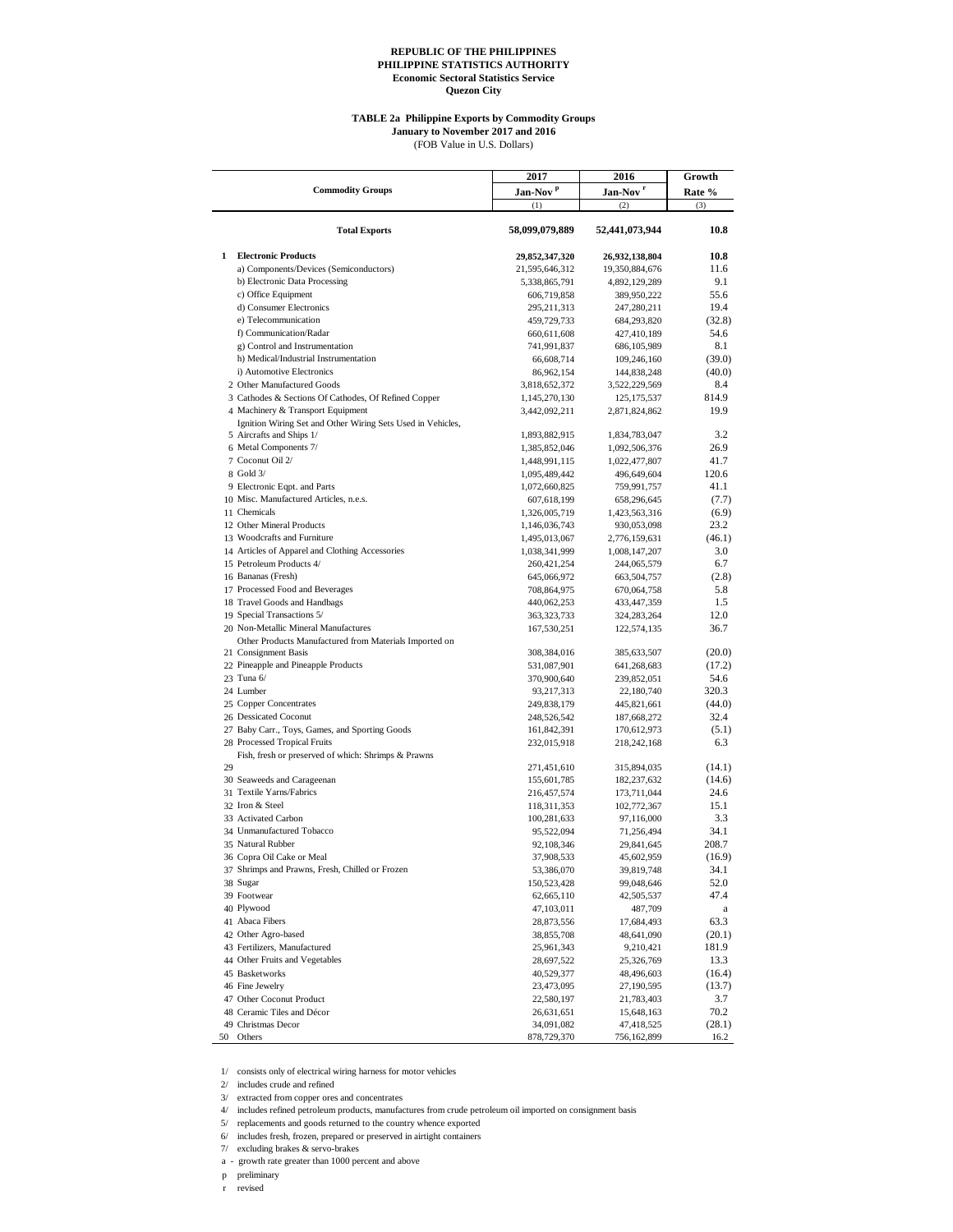**REPUBLIC OF THE PHILIPPINES**
**PHILIPPINE STATISTICS AUTHORITY**
**Economic Sectoral Statistics Service**
**Quezon City**

**TABLE 2a Philippine Exports by Commodity Groups**
**January to November 2017 and 2016**
(FOB Value in U.S. Dollars)

| | Commodity Groups | 2017 Jan-Nov [p] | 2016 Jan-Nov [r] | Growth Rate % |
|---|---|---|---|---|
| | | (1) | (2) | (3) |
| | **Total Exports** | **58,099,079,889** | **52,441,073,944** | **10.8** |
| 1 | **Electronic Products** | **29,852,347,320** | **26,932,138,804** | **10.8** |
| | a) Components/Devices (Semiconductors) | 21,595,646,312 | 19,350,884,676 | 11.6 |
| | b) Electronic Data Processing | 5,338,865,791 | 4,892,129,289 | 9.1 |
| | c) Office Equipment | 606,719,858 | 389,950,222 | 55.6 |
| | d) Consumer Electronics | 295,211,313 | 247,280,211 | 19.4 |
| | e) Telecommunication | 459,729,733 | 684,293,820 | (32.8) |
| | f) Communication/Radar | 660,611,608 | 427,410,189 | 54.6 |
| | g) Control and Instrumentation | 741,991,837 | 686,105,989 | 8.1 |
| | h) Medical/Industrial Instrumentation | 66,608,714 | 109,246,160 | (39.0) |
| | i) Automotive Electronics | 86,962,154 | 144,838,248 | (40.0) |
| 2 | Other Manufactured Goods | 3,818,652,372 | 3,522,229,569 | 8.4 |
| 3 | Cathodes & Sections Of Cathodes, Of Refined Copper | 1,145,270,130 | 125,175,537 | 814.9 |
| 4 | Machinery & Transport Equipment | 3,442,092,211 | 2,871,824,862 | 19.9 |
| 5 | Ignition Wiring Set and Other Wiring Sets Used in Vehicles, Aircrafts and Ships 1/ | 1,893,882,915 | 1,834,783,047 | 3.2 |
| 6 | Metal Components 7/ | 1,385,852,046 | 1,092,506,376 | 26.9 |
| 7 | Coconut Oil 2/ | 1,448,991,115 | 1,022,477,807 | 41.7 |
| 8 | Gold 3/ | 1,095,489,442 | 496,649,604 | 120.6 |
| 9 | Electronic Eqpt. and Parts | 1,072,660,825 | 759,991,757 | 41.1 |
| 10 | Misc. Manufactured Articles, n.e.s. | 607,618,199 | 658,296,645 | (7.7) |
| 11 | Chemicals | 1,326,005,719 | 1,423,563,316 | (6.9) |
| 12 | Other Mineral Products | 1,146,036,743 | 930,053,098 | 23.2 |
| 13 | Woodcrafts and Furniture | 1,495,013,067 | 2,776,159,631 | (46.1) |
| 14 | Articles of Apparel and Clothing Accessories | 1,038,341,999 | 1,008,147,207 | 3.0 |
| 15 | Petroleum Products 4/ | 260,421,254 | 244,065,579 | 6.7 |
| 16 | Bananas (Fresh) | 645,066,972 | 663,504,757 | (2.8) |
| 17 | Processed Food and Beverages | 708,864,975 | 670,064,758 | 5.8 |
| 18 | Travel Goods and Handbags | 440,062,253 | 433,447,359 | 1.5 |
| 19 | Special Transactions 5/ | 363,323,733 | 324,283,264 | 12.0 |
| 20 | Non-Metallic Mineral Manufactures | 167,530,251 | 122,574,135 | 36.7 |
| 21 | Other Products Manufactured from Materials Imported on Consignment Basis | 308,384,016 | 385,633,507 | (20.0) |
| 22 | Pineapple and Pineapple Products | 531,087,901 | 641,268,683 | (17.2) |
| 23 | Tuna 6/ | 370,900,640 | 239,852,051 | 54.6 |
| 24 | Lumber | 93,217,313 | 22,180,740 | 320.3 |
| 25 | Copper Concentrates | 249,838,179 | 445,821,661 | (44.0) |
| 26 | Dessicated Coconut | 248,526,542 | 187,668,272 | 32.4 |
| 27 | Baby Carr., Toys, Games, and Sporting Goods | 161,842,391 | 170,612,973 | (5.1) |
| 28 | Processed Tropical Fruits | 232,015,918 | 218,242,168 | 6.3 |
| 29 | Fish, fresh or preserved of which: Shrimps & Prawns | 271,451,610 | 315,894,035 | (14.1) |
| 30 | Seaweeds and Carageenan | 155,601,785 | 182,237,632 | (14.6) |
| 31 | Textile Yarns/Fabrics | 216,457,574 | 173,711,044 | 24.6 |
| 32 | Iron & Steel | 118,311,353 | 102,772,367 | 15.1 |
| 33 | Activated Carbon | 100,281,633 | 97,116,000 | 3.3 |
| 34 | Unmanufactured Tobacco | 95,522,094 | 71,256,494 | 34.1 |
| 35 | Natural Rubber | 92,108,346 | 29,841,645 | 208.7 |
| 36 | Copra Oil Cake or Meal | 37,908,533 | 45,602,959 | (16.9) |
| 37 | Shrimps and Prawns, Fresh, Chilled or Frozen | 53,386,070 | 39,819,748 | 34.1 |
| 38 | Sugar | 150,523,428 | 99,048,646 | 52.0 |
| 39 | Footwear | 62,665,110 | 42,505,537 | 47.4 |
| 40 | Plywood | 47,103,011 | 487,709 | a |
| 41 | Abaca Fibers | 28,873,556 | 17,684,493 | 63.3 |
| 42 | Other Agro-based | 38,855,708 | 48,641,090 | (20.1) |
| 43 | Fertilizers, Manufactured | 25,961,343 | 9,210,421 | 181.9 |
| 44 | Other Fruits and Vegetables | 28,697,522 | 25,326,769 | 13.3 |
| 45 | Basketworks | 40,529,377 | 48,496,603 | (16.4) |
| 46 | Fine Jewelry | 23,473,095 | 27,190,595 | (13.7) |
| 47 | Other Coconut Product | 22,580,197 | 21,783,403 | 3.7 |
| 48 | Ceramic Tiles and Décor | 26,631,651 | 15,648,163 | 70.2 |
| 49 | Christmas Decor | 34,091,082 | 47,418,525 | (28.1) |
| 50 | Others | 878,729,370 | 756,162,899 | 16.2 |

1/ consists only of electrical wiring harness for motor vehicles
2/ includes crude and refined
3/ extracted from copper ores and concentrates
4/ includes refined petroleum products, manufactures from crude petroleum oil imported on consignment basis
5/ replacements and goods returned to the country whence exported
6/ includes fresh, frozen, prepared or preserved in airtight containers
7/ excluding brakes & servo-brakes
a - growth rate greater than 1000 percent and above
p preliminary
r revised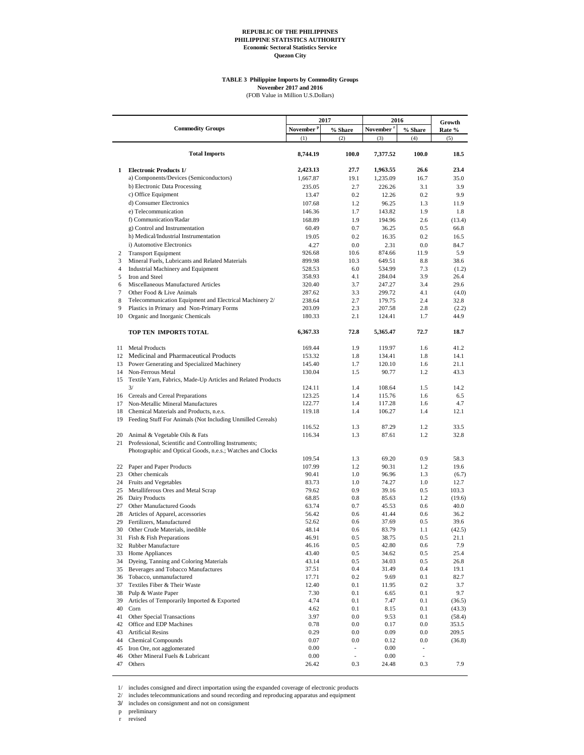**REPUBLIC OF THE PHILIPPINES**
**PHILIPPINE STATISTICS AUTHORITY**
**Economic Sectoral Statistics Service**
**Quezon City**

**TABLE 3 Philippine Imports by Commodity Groups**
**November 2017 and 2016**
(FOB Value in Million U.S.Dollars)

| | Commodity Groups | 2017 | | 2016 | | Growth Rate % |
|---|---|---|---|---|---|---|
| | | November p | % Share | November r | % Share | |
| | | (1) | (2) | (3) | (4) | (5) |
| | **Total Imports** | **8,744.19** | **100.0** | **7,377.52** | **100.0** | **18.5** |
| **1** | **Electronic Products 1/** | **2,423.13** | **27.7** | **1,963.55** | **26.6** | **23.4** |
| | a) Components/Devices (Semiconductors) | 1,667.87 | 19.1 | 1,235.09 | 16.7 | 35.0 |
| | b) Electronic Data Processing | 235.05 | 2.7 | 226.26 | 3.1 | 3.9 |
| | c) Office Equipment | 13.47 | 0.2 | 12.26 | 0.2 | 9.9 |
| | d) Consumer Electronics | 107.68 | 1.2 | 96.25 | 1.3 | 11.9 |
| | e) Telecommunication | 146.36 | 1.7 | 143.82 | 1.9 | 1.8 |
| | f) Communication/Radar | 168.89 | 1.9 | 194.96 | 2.6 | (13.4) |
| | g) Control and Instrumentation | 60.49 | 0.7 | 36.25 | 0.5 | 66.8 |
| | h) Medical/Industrial Instrumentation | 19.05 | 0.2 | 16.35 | 0.2 | 16.5 |
| | i) Automotive Electronics | 4.27 | 0.0 | 2.31 | 0.0 | 84.7 |
| 2 | Transport Equipment | 926.68 | 10.6 | 874.66 | 11.9 | 5.9 |
| 3 | Mineral Fuels, Lubricants and Related Materials | 899.98 | 10.3 | 649.51 | 8.8 | 38.6 |
| 4 | Industrial Machinery and Equipment | 528.53 | 6.0 | 534.99 | 7.3 | (1.2) |
| 5 | Iron and Steel | 358.93 | 4.1 | 284.04 | 3.9 | 26.4 |
| 6 | Miscellaneous Manufactured Articles | 320.40 | 3.7 | 247.27 | 3.4 | 29.6 |
| 7 | Other Food & Live Animals | 287.62 | 3.3 | 299.72 | 4.1 | (4.0) |
| 8 | Telecommunication Equipment and Electrical Machinery 2/ | 238.64 | 2.7 | 179.75 | 2.4 | 32.8 |
| 9 | Plastics in Primary and Non-Primary Forms | 203.09 | 2.3 | 207.58 | 2.8 | (2.2) |
| 10 | Organic and Inorganic Chemicals | 180.33 | 2.1 | 124.41 | 1.7 | 44.9 |
| | **TOP TEN IMPORTS TOTAL** | **6,367.33** | **72.8** | **5,365.47** | **72.7** | **18.7** |
| 11 | Metal Products | 169.44 | 1.9 | 119.97 | 1.6 | 41.2 |
| 12 | Medicinal and Pharmaceutical Products | 153.32 | 1.8 | 134.41 | 1.8 | 14.1 |
| 13 | Power Generating and Specialized Machinery | 145.40 | 1.7 | 120.10 | 1.6 | 21.1 |
| 14 | Non-Ferrous Metal | 130.04 | 1.5 | 90.77 | 1.2 | 43.3 |
| 15 | Textile Yarn, Fabrics, Made-Up Articles and Related Products 3/ | 124.11 | 1.4 | 108.64 | 1.5 | 14.2 |
| 16 | Cereals and Cereal Preparations | 123.25 | 1.4 | 115.76 | 1.6 | 6.5 |
| 17 | Non-Metallic Mineral Manufactures | 122.77 | 1.4 | 117.28 | 1.6 | 4.7 |
| 18 | Chemical Materials and Products, n.e.s. | 119.18 | 1.4 | 106.27 | 1.4 | 12.1 |
| 19 | Feeding Stuff For Animals (Not Including Unmilled Cereals) | 116.52 | 1.3 | 87.29 | 1.2 | 33.5 |
| 20 | Animal & Vegetable Oils & Fats | 116.34 | 1.3 | 87.61 | 1.2 | 32.8 |
| 21 | Professional, Scientific and Controlling Instruments; Photographic and Optical Goods, n.e.s.; Watches and Clocks | 109.54 | 1.3 | 69.20 | 0.9 | 58.3 |
| 22 | Paper and Paper Products | 107.99 | 1.2 | 90.31 | 1.2 | 19.6 |
| 23 | Other chemicals | 90.41 | 1.0 | 96.96 | 1.3 | (6.7) |
| 24 | Fruits and Vegetables | 83.73 | 1.0 | 74.27 | 1.0 | 12.7 |
| 25 | Metalliferous Ores and Metal Scrap | 79.62 | 0.9 | 39.16 | 0.5 | 103.3 |
| 26 | Dairy Products | 68.85 | 0.8 | 85.63 | 1.2 | (19.6) |
| 27 | Other Manufactured Goods | 63.74 | 0.7 | 45.53 | 0.6 | 40.0 |
| 28 | Articles of Apparel, accessories | 56.42 | 0.6 | 41.44 | 0.6 | 36.2 |
| 29 | Fertilizers, Manufactured | 52.62 | 0.6 | 37.69 | 0.5 | 39.6 |
| 30 | Other Crude Materials, inedible | 48.14 | 0.6 | 83.79 | 1.1 | (42.5) |
| 31 | Fish & Fish Preparations | 46.91 | 0.5 | 38.75 | 0.5 | 21.1 |
| 32 | Rubber Manufacture | 46.16 | 0.5 | 42.80 | 0.6 | 7.9 |
| 33 | Home Appliances | 43.40 | 0.5 | 34.62 | 0.5 | 25.4 |
| 34 | Dyeing, Tanning and Coloring Materials | 43.14 | 0.5 | 34.03 | 0.5 | 26.8 |
| 35 | Beverages and Tobacco Manufactures | 37.51 | 0.4 | 31.49 | 0.4 | 19.1 |
| 36 | Tobacco, unmanufactured | 17.71 | 0.2 | 9.69 | 0.1 | 82.7 |
| 37 | Textiles Fiber & Their Waste | 12.40 | 0.1 | 11.95 | 0.2 | 3.7 |
| 38 | Pulp & Waste Paper | 7.30 | 0.1 | 6.65 | 0.1 | 9.7 |
| 39 | Articles of Temporarily Imported & Exported | 4.74 | 0.1 | 7.47 | 0.1 | (36.5) |
| 40 | Corn | 4.62 | 0.1 | 8.15 | 0.1 | (43.3) |
| 41 | Other Special Transactions | 3.97 | 0.0 | 9.53 | 0.1 | (58.4) |
| 42 | Office and EDP Machines | 0.78 | 0.0 | 0.17 | 0.0 | 353.5 |
| 43 | Artificial Resins | 0.29 | 0.0 | 0.09 | 0.0 | 209.5 |
| 44 | Chemical Compounds | 0.07 | 0.0 | 0.12 | 0.0 | (36.8) |
| 45 | Iron Ore, not agglomerated | 0.00 | - | 0.00 | - | |
| 46 | Other Mineral Fuels & Lubricant | 0.00 | - | 0.00 | - | |
| 47 | Others | 26.42 | 0.3 | 24.48 | 0.3 | 7.9 |

1/ includes consigned and direct importation using the expanded coverage of electronic products
2/ includes telecommunications and sound recording and reproducing apparatus and equipment
3/ includes on consignment and not on consignment
p preliminary
r revised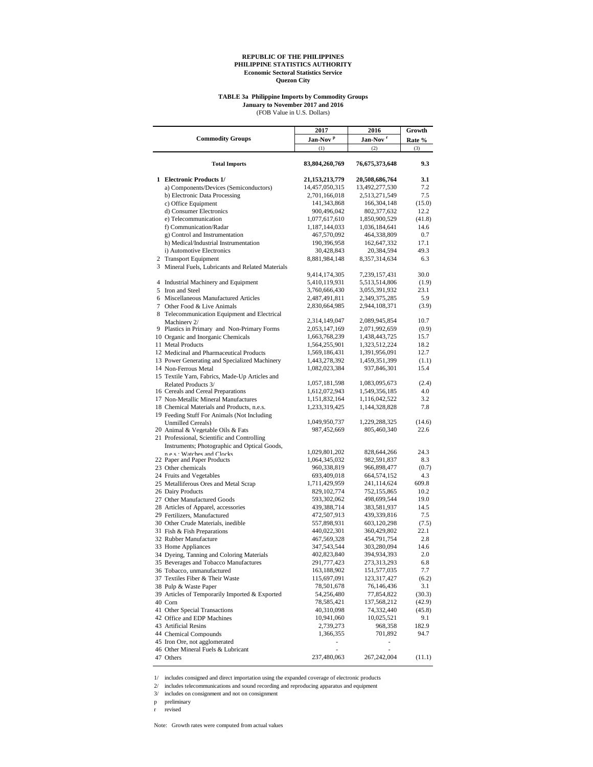**REPUBLIC OF THE PHILIPPINES**
**PHILIPPINE STATISTICS AUTHORITY**
**Economic Sectoral Statistics Service**
**Quezon City**

**TABLE 3a Philippine Imports by Commodity Groups**
**January to November 2017 and 2016**
(FOB Value in U.S. Dollars)

| Commodity Groups | 2017 Jan-Nov p | 2016 Jan-Nov r | Growth Rate % |
|---|---|---|---|
| | (1) | (2) | (3) |
| **Total Imports** | **83,804,260,769** | **76,675,373,648** | **9.3** |
| **1 Electronic Products 1/** | **21,153,213,779** | **20,508,686,764** | **3.1** |
| a) Components/Devices (Semiconductors) | 14,457,050,315 | 13,492,277,530 | 7.2 |
| b) Electronic Data Processing | 2,701,166,018 | 2,513,271,549 | 7.5 |
| c) Office Equipment | 141,343,868 | 166,304,148 | (15.0) |
| d) Consumer Electronics | 900,496,042 | 802,377,632 | 12.2 |
| e) Telecommunication | 1,077,617,610 | 1,850,900,529 | (41.8) |
| f) Communication/Radar | 1,187,144,033 | 1,036,184,641 | 14.6 |
| g) Control and Instrumentation | 467,570,092 | 464,338,809 | 0.7 |
| h) Medical/Industrial Instrumentation | 190,396,958 | 162,647,332 | 17.1 |
| i) Automotive Electronics | 30,428,843 | 20,384,594 | 49.3 |
| 2 Transport Equipment | 8,881,984,148 | 8,357,314,634 | 6.3 |
| 3 Mineral Fuels, Lubricants and Related Materials | 9,414,174,305 | 7,239,157,431 | 30.0 |
| 4 Industrial Machinery and Equipment | 5,410,119,931 | 5,513,514,806 | (1.9) |
| 5 Iron and Steel | 3,760,666,430 | 3,055,391,932 | 23.1 |
| 6 Miscellaneous Manufactured Articles | 2,487,491,811 | 2,349,375,285 | 5.9 |
| 7 Other Food & Live Animals | 2,830,664,985 | 2,944,108,371 | (3.9) |
| 8 Telecommunication Equipment and Electrical Machinery 2/ | 2,314,149,047 | 2,089,945,854 | 10.7 |
| 9 Plastics in Primary and Non-Primary Forms | 2,053,147,169 | 2,071,992,659 | (0.9) |
| 10 Organic and Inorganic Chemicals | 1,663,768,239 | 1,438,443,725 | 15.7 |
| 11 Metal Products | 1,564,255,901 | 1,323,512,224 | 18.2 |
| 12 Medicinal and Pharmaceutical Products | 1,569,186,431 | 1,391,956,091 | 12.7 |
| 13 Power Generating and Specialized Machinery | 1,443,278,392 | 1,459,351,399 | (1.1) |
| 14 Non-Ferrous Metal | 1,082,023,384 | 937,846,301 | 15.4 |
| 15 Textile Yarn, Fabrics, Made-Up Articles and Related Products 3/ | 1,057,181,598 | 1,083,095,673 | (2.4) |
| 16 Cereals and Cereal Preparations | 1,612,072,943 | 1,549,356,185 | 4.0 |
| 17 Non-Metallic Mineral Manufactures | 1,151,832,164 | 1,116,042,522 | 3.2 |
| 18 Chemical Materials and Products, n.e.s. | 1,233,319,425 | 1,144,328,828 | 7.8 |
| 19 Feeding Stuff For Animals (Not Including Unmilled Cereals) | 1,049,950,737 | 1,229,288,325 | (14.6) |
| 20 Animal & Vegetable Oils & Fats | 987,452,669 | 805,460,340 | 22.6 |
| 21 Professional, Scientific and Controlling Instruments; Photographic and Optical Goods, n.e.s.; Watches and Clocks | 1,029,801,202 | 828,644,266 | 24.3 |
| 22 Paper and Paper Products | 1,064,345,032 | 982,591,837 | 8.3 |
| 23 Other chemicals | 960,338,819 | 966,898,477 | (0.7) |
| 24 Fruits and Vegetables | 693,409,018 | 664,574,152 | 4.3 |
| 25 Metalliferous Ores and Metal Scrap | 1,711,429,959 | 241,114,624 | 609.8 |
| 26 Dairy Products | 829,102,774 | 752,155,865 | 10.2 |
| 27 Other Manufactured Goods | 593,302,062 | 498,699,544 | 19.0 |
| 28 Articles of Apparel, accessories | 439,388,714 | 383,581,937 | 14.5 |
| 29 Fertilizers, Manufactured | 472,507,913 | 439,339,816 | 7.5 |
| 30 Other Crude Materials, inedible | 557,898,931 | 603,120,298 | (7.5) |
| 31 Fish & Fish Preparations | 440,022,301 | 360,429,802 | 22.1 |
| 32 Rubber Manufacture | 467,569,328 | 454,791,754 | 2.8 |
| 33 Home Appliances | 347,543,544 | 303,280,094 | 14.6 |
| 34 Dyeing, Tanning and Coloring Materials | 402,823,840 | 394,934,393 | 2.0 |
| 35 Beverages and Tobacco Manufactures | 291,777,423 | 273,313,293 | 6.8 |
| 36 Tobacco, unmanufactured | 163,188,902 | 151,577,035 | 7.7 |
| 37 Textiles Fiber & Their Waste | 115,697,091 | 123,317,427 | (6.2) |
| 38 Pulp & Waste Paper | 78,501,678 | 76,146,436 | 3.1 |
| 39 Articles of Temporarily Imported & Exported | 54,256,480 | 77,854,822 | (30.3) |
| 40 Corn | 78,585,421 | 137,568,212 | (42.9) |
| 41 Other Special Transactions | 40,310,098 | 74,332,440 | (45.8) |
| 42 Office and EDP Machines | 10,941,060 | 10,025,521 | 9.1 |
| 43 Artificial Resins | 2,739,273 | 968,358 | 182.9 |
| 44 Chemical Compounds | 1,366,355 | 701,892 | 94.7 |
| 45 Iron Ore, not agglomerated | - | - | |
| 46 Other Mineral Fuels & Lubricant | - | - | |
| 47 Others | 237,480,063 | 267,242,004 | (11.1) |

1/ includes consigned and direct importation using the expanded coverage of electronic products
2/ includes telecommunications and sound recording and reproducing apparatus and equipment
3/ includes on consignment and not on consignment
p preliminary
r revised

Note: Growth rates were computed from actual values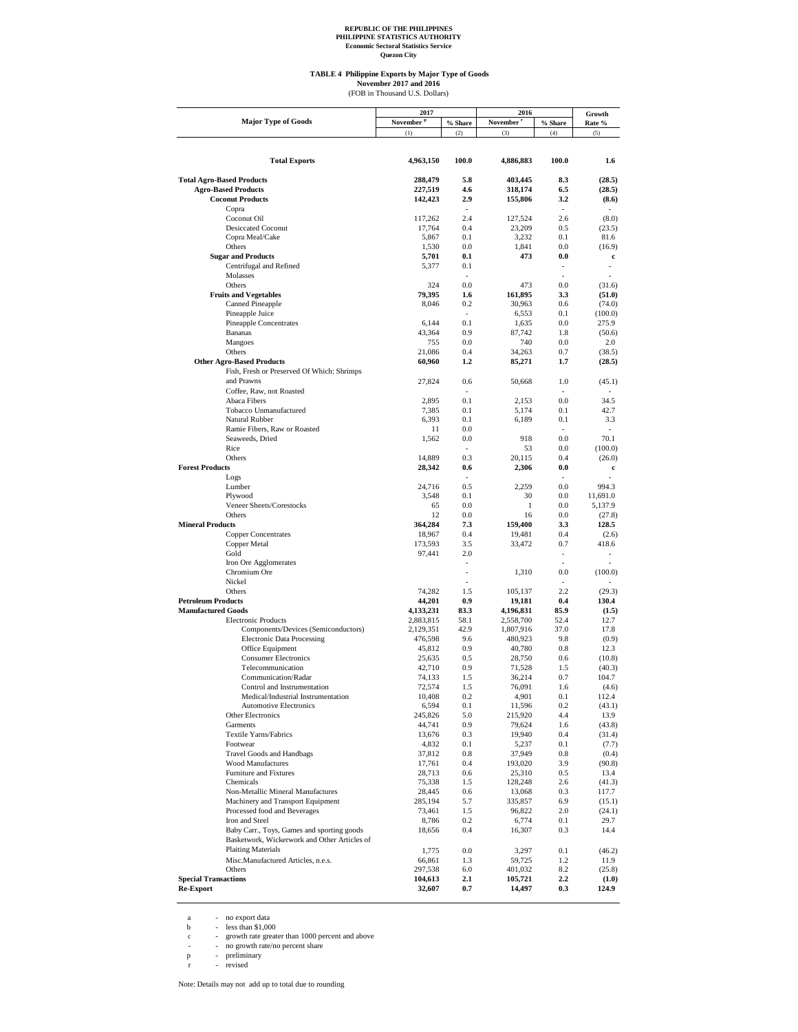REPUBLIC OF THE PHILIPPINES
PHILIPPINE STATISTICS AUTHORITY
Economic Sectoral Statistics Service
Quezon City

**TABLE 4 Philippine Exports by Major Type of Goods**
**November 2017 and 2016**
(FOB in Thousand U.S. Dollars)

| Major Type of Goods | 2017 November [p] | % Share | 2016 November [r] | % Share | Growth Rate % |
|---|---|---|---|---|---|
| | (1) | (2) | (3) | (4) | (5) |
| **Total Exports** | **4,963,150** | **100.0** | **4,886,883** | **100.0** | **1.6** |
| **Total Agro-Based Products** | **288,479** | **5.8** | **403,445** | **8.3** | **(28.5)** |
| **Agro-Based Products** | **227,519** | **4.6** | **318,174** | **6.5** | **(28.5)** |
| **Coconut Products** | **142,423** | **2.9** | **155,806** | **3.2** | **(8.6)** |
| Copra | | - | | - | - |
| Coconut Oil | 117,262 | 2.4 | 127,524 | 2.6 | (8.0) |
| Desiccated Coconut | 17,764 | 0.4 | 23,209 | 0.5 | (23.5) |
| Copra Meal/Cake | 5,867 | 0.1 | 3,232 | 0.1 | 81.6 |
| Others | 1,530 | 0.0 | 1,841 | 0.0 | (16.9) |
| **Sugar and Products** | **5,701** | **0.1** | **473** | **0.0** | **c** |
| Centrifugal and Refined | 5,377 | 0.1 | | - | - |
| Molasses | | - | | - | - |
| Others | 324 | 0.0 | 473 | 0.0 | (31.6) |
| **Fruits and Vegetables** | **79,395** | **1.6** | **161,895** | **3.3** | **(51.0)** |
| Canned Pineapple | 8,046 | 0.2 | 30,963 | 0.6 | (74.0) |
| Pineapple Juice | | - | 6,553 | 0.1 | (100.0) |
| Pineapple Concentrates | 6,144 | 0.1 | 1,635 | 0.0 | 275.9 |
| Bananas | 43,364 | 0.9 | 87,742 | 1.8 | (50.6) |
| Mangoes | 755 | 0.0 | 740 | 0.0 | 2.0 |
| Others | 21,086 | 0.4 | 34,263 | 0.7 | (38.5) |
| **Other Agro-Based Products** | **60,960** | **1.2** | **85,271** | **1.7** | **(28.5)** |
| Fish, Fresh or Preserved Of Which: Shrimps and Prawns | 27,824 | 0.6 | 50,668 | 1.0 | (45.1) |
| Coffee, Raw, not Roasted | | - | | - | - |
| Abaca Fibers | 2,895 | 0.1 | 2,153 | 0.0 | 34.5 |
| Tobacco Unmanufactured | 7,385 | 0.1 | 5,174 | 0.1 | 42.7 |
| Natural Rubber | 6,393 | 0.1 | 6,189 | 0.1 | 3.3 |
| Ramie Fibers, Raw or Roasted | 11 | 0.0 | | - | - |
| Seaweeds, Dried | 1,562 | 0.0 | 918 | 0.0 | 70.1 |
| Rice | | - | 53 | 0.0 | (100.0) |
| Others | 14,889 | 0.3 | 20,115 | 0.4 | (26.0) |
| **Forest Products** | **28,342** | **0.6** | **2,306** | **0.0** | **c** |
| Logs | | - | | - | - |
| Lumber | 24,716 | 0.5 | 2,259 | 0.0 | 994.3 |
| Plywood | 3,548 | 0.1 | 30 | 0.0 | 11,691.0 |
| Veneer Sheets/Corestocks | 65 | 0.0 | 1 | 0.0 | 5,137.9 |
| Others | 12 | 0.0 | 16 | 0.0 | (27.8) |
| **Mineral Products** | **364,284** | **7.3** | **159,400** | **3.3** | **128.5** |
| Copper Concentrates | 18,967 | 0.4 | 19,481 | 0.4 | (2.6) |
| Copper Metal | 173,593 | 3.5 | 33,472 | 0.7 | 418.6 |
| Gold | 97,441 | 2.0 | | - | - |
| Iron Ore Agglomerates | | - | | - | - |
| Chromium Ore | | - | 1,310 | 0.0 | (100.0) |
| Nickel | | - | | - | - |
| Others | 74,282 | 1.5 | 105,137 | 2.2 | (29.3) |
| **Petroleum Products** | **44,201** | **0.9** | **19,181** | **0.4** | **130.4** |
| **Manufactured Goods** | **4,133,231** | **83.3** | **4,196,831** | **85.9** | **(1.5)** |
| Electronic Products | 2,883,815 | 58.1 | 2,558,700 | 52.4 | 12.7 |
| Components/Devices (Semiconductors) | 2,129,351 | 42.9 | 1,807,916 | 37.0 | 17.8 |
| Electronic Data Processing | 476,598 | 9.6 | 480,923 | 9.8 | (0.9) |
| Office Equipment | 45,812 | 0.9 | 40,780 | 0.8 | 12.3 |
| Consumer Electronics | 25,635 | 0.5 | 28,750 | 0.6 | (10.8) |
| Telecommunication | 42,710 | 0.9 | 71,528 | 1.5 | (40.3) |
| Communication/Radar | 74,133 | 1.5 | 36,214 | 0.7 | 104.7 |
| Control and Instrumentation | 72,574 | 1.5 | 76,091 | 1.6 | (4.6) |
| Medical/Industrial Instrumentation | 10,408 | 0.2 | 4,901 | 0.1 | 112.4 |
| Automotive Electronics | 6,594 | 0.1 | 11,596 | 0.2 | (43.1) |
| Other Electronics | 245,826 | 5.0 | 215,920 | 4.4 | 13.9 |
| Garments | 44,741 | 0.9 | 79,624 | 1.6 | (43.8) |
| Textile Yarns/Fabrics | 13,676 | 0.3 | 19,940 | 0.4 | (31.4) |
| Footwear | 4,832 | 0.1 | 5,237 | 0.1 | (7.7) |
| Travel Goods and Handbags | 37,812 | 0.8 | 37,949 | 0.8 | (0.4) |
| Wood Manufactures | 17,761 | 0.4 | 193,020 | 3.9 | (90.8) |
| Furniture and Fixtures | 28,713 | 0.6 | 25,310 | 0.5 | 13.4 |
| Chemicals | 75,338 | 1.5 | 128,248 | 2.6 | (41.3) |
| Non-Metallic Mineral Manufactures | 28,445 | 0.6 | 13,068 | 0.3 | 117.7 |
| Machinery and Transport Equipment | 285,194 | 5.7 | 335,857 | 6.9 | (15.1) |
| Processed food and Beverages | 73,461 | 1.5 | 96,822 | 2.0 | (24.1) |
| Iron and Steel | 8,786 | 0.2 | 6,774 | 0.1 | 29.7 |
| Baby Carr., Toys, Games and sporting goods | 18,656 | 0.4 | 16,307 | 0.3 | 14.4 |
| Basketwork, Wickerwork and Other Articles of Plaiting Materials | 1,775 | 0.0 | 3,297 | 0.1 | (46.2) |
| Misc.Manufactured Articles, n.e.s. | 66,861 | 1.3 | 59,725 | 1.2 | 11.9 |
| Others | 297,538 | 6.0 | 401,032 | 8.2 | (25.8) |
| **Special Transactions** | **104,613** | **2.1** | **105,721** | **2.2** | **(1.0)** |
| **Re-Export** | **32,607** | **0.7** | **14,497** | **0.3** | **124.9** |

a - no export data
b - less than $1,000
c - growth rate greater than 1000 percent and above
\- - no growth rate/no percent share
p - preliminary
r - revised

Note: Details may not add up to total due to rounding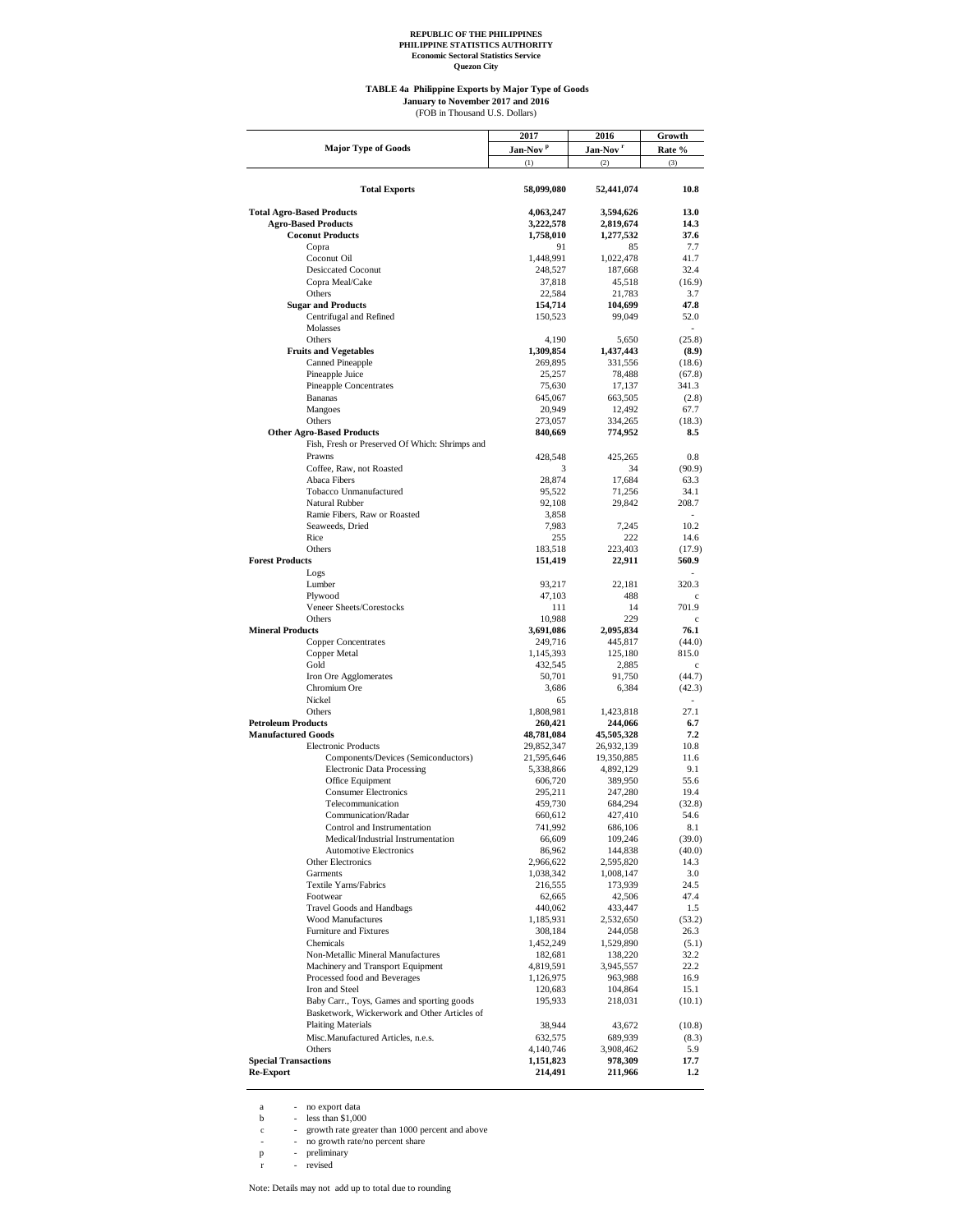REPUBLIC OF THE PHILIPPINES
PHILIPPINE STATISTICS AUTHORITY
Economic Sectoral Statistics Service
Quezon City

### TABLE 4a Philippine Exports by Major Type of Goods
January to November 2017 and 2016
(FOB in Thousand U.S. Dollars)

| Major Type of Goods | 2017 Jan-Nov [p] | 2016 Jan-Nov [r] | Growth Rate % |
|---|---|---|---|
| | (1) | (2) | (3) |
| **Total Exports** | **58,099,080** | **52,441,074** | **10.8** |
| **Total Agro-Based Products** | **4,063,247** | **3,594,626** | **13.0** |
| **Agro-Based Products** | **3,222,578** | **2,819,674** | **14.3** |
| **Coconut Products** | **1,758,010** | **1,277,532** | **37.6** |
| Copra | 91 | 85 | 7.7 |
| Coconut Oil | 1,448,991 | 1,022,478 | 41.7 |
| Desiccated Coconut | 248,527 | 187,668 | 32.4 |
| Copra Meal/Cake | 37,818 | 45,518 | (16.9) |
| Others | 22,584 | 21,783 | 3.7 |
| **Sugar and Products** | **154,714** | **104,699** | **47.8** |
| Centrifugal and Refined | 150,523 | 99,049 | 52.0 |
| Molasses | | | - |
| Others | 4,190 | 5,650 | (25.8) |
| **Fruits and Vegetables** | **1,309,854** | **1,437,443** | **(8.9)** |
| Canned Pineapple | 269,895 | 331,556 | (18.6) |
| Pineapple Juice | 25,257 | 78,488 | (67.8) |
| Pineapple Concentrates | 75,630 | 17,137 | 341.3 |
| Bananas | 645,067 | 663,505 | (2.8) |
| Mangoes | 20,949 | 12,492 | 67.7 |
| Others | 273,057 | 334,265 | (18.3) |
| **Other Agro-Based Products** | **840,669** | **774,952** | **8.5** |
| Fish, Fresh or Preserved Of Which: Shrimps and Prawns | 428,548 | 425,265 | 0.8 |
| Coffee, Raw, not Roasted | 3 | 34 | (90.9) |
| Abaca Fibers | 28,874 | 17,684 | 63.3 |
| Tobacco Unmanufactured | 95,522 | 71,256 | 34.1 |
| Natural Rubber | 92,108 | 29,842 | 208.7 |
| Ramie Fibers, Raw or Roasted | 3,858 | | - |
| Seaweeds, Dried | 7,983 | 7,245 | 10.2 |
| Rice | 255 | 222 | 14.6 |
| Others | 183,518 | 223,403 | (17.9) |
| **Forest Products** | **151,419** | **22,911** | **560.9** |
| Logs | | | - |
| Lumber | 93,217 | 22,181 | 320.3 |
| Plywood | 47,103 | 488 | c |
| Veneer Sheets/Corestocks | 111 | 14 | 701.9 |
| Others | 10,988 | 229 | c |
| **Mineral Products** | **3,691,086** | **2,095,834** | **76.1** |
| Copper Concentrates | 249,716 | 445,817 | (44.0) |
| Copper Metal | 1,145,393 | 125,180 | 815.0 |
| Gold | 432,545 | 2,885 | c |
| Iron Ore Agglomerates | 50,701 | 91,750 | (44.7) |
| Chromium Ore | 3,686 | 6,384 | (42.3) |
| Nickel | 65 | | - |
| Others | 1,808,981 | 1,423,818 | 27.1 |
| **Petroleum Products** | **260,421** | **244,066** | **6.7** |
| **Manufactured Goods** | **48,781,084** | **45,505,328** | **7.2** |
| Electronic Products | 29,852,347 | 26,932,139 | 10.8 |
| Components/Devices (Semiconductors) | 21,595,646 | 19,350,885 | 11.6 |
| Electronic Data Processing | 5,338,866 | 4,892,129 | 9.1 |
| Office Equipment | 606,720 | 389,950 | 55.6 |
| Consumer Electronics | 295,211 | 247,280 | 19.4 |
| Telecommunication | 459,730 | 684,294 | (32.8) |
| Communication/Radar | 660,612 | 427,410 | 54.6 |
| Control and Instrumentation | 741,992 | 686,106 | 8.1 |
| Medical/Industrial Instrumentation | 66,609 | 109,246 | (39.0) |
| Automotive Electronics | 86,962 | 144,838 | (40.0) |
| Other Electronics | 2,966,622 | 2,595,820 | 14.3 |
| Garments | 1,038,342 | 1,008,147 | 3.0 |
| Textile Yarns/Fabrics | 216,555 | 173,939 | 24.5 |
| Footwear | 62,665 | 42,506 | 47.4 |
| Travel Goods and Handbags | 440,062 | 433,447 | 1.5 |
| Wood Manufactures | 1,185,931 | 2,532,650 | (53.2) |
| Furniture and Fixtures | 308,184 | 244,058 | 26.3 |
| Chemicals | 1,452,249 | 1,529,890 | (5.1) |
| Non-Metallic Mineral Manufactures | 182,681 | 138,220 | 32.2 |
| Machinery and Transport Equipment | 4,819,591 | 3,945,557 | 22.2 |
| Processed food and Beverages | 1,126,975 | 963,988 | 16.9 |
| Iron and Steel | 120,683 | 104,864 | 15.1 |
| Baby Carr., Toys, Games and sporting goods | 195,933 | 218,031 | (10.1) |
| Basketwork, Wickerwork and Other Articles of Plaiting Materials | 38,944 | 43,672 | (10.8) |
| Misc.Manufactured Articles, n.e.s. | 632,575 | 689,939 | (8.3) |
| Others | 4,140,746 | 3,908,462 | 5.9 |
| **Special Transactions** | **1,151,823** | **978,309** | **17.7** |
| **Re-Export** | **214,491** | **211,966** | **1.2** |

a - no export data
b - less than $1,000
c - growth rate greater than 1000 percent and above
\- - no growth rate/no percent share
p - preliminary
r - revised

Note: Details may not add up to total due to rounding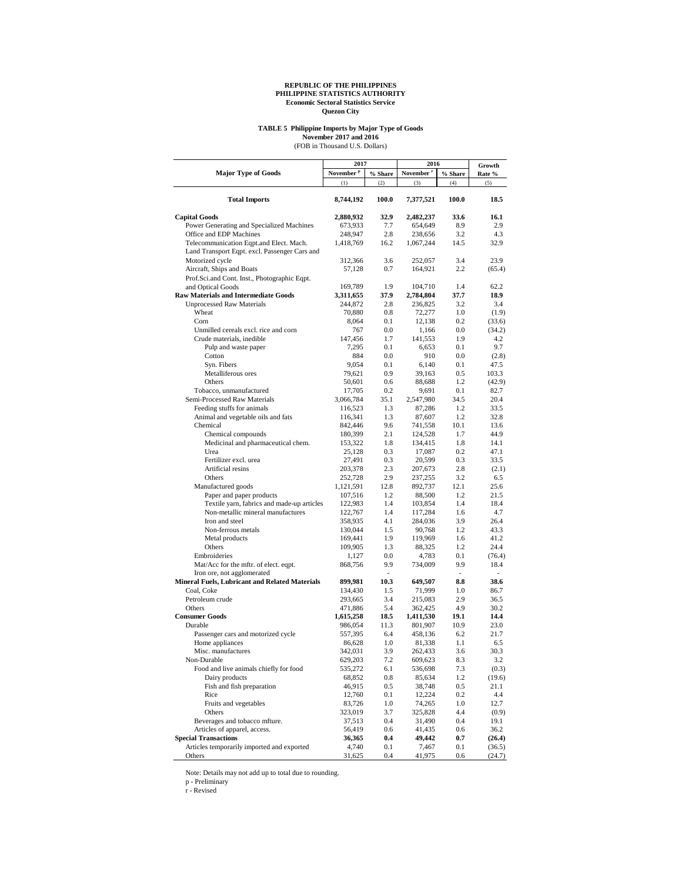**REPUBLIC OF THE PHILIPPINES**
**PHILIPPINE STATISTICS AUTHORITY**
**Economic Sectoral Statistics Service**
**Quezon City**

**TABLE 5 Philippine Imports by Major Type of Goods**
**November 2017 and 2016**
(FOB in Thousand U.S. Dollars)

| Major Type of Goods | 2017 | | 2016 | | Growth Rate % |
|---|---|---|---|---|---|
| | November [p] | % Share | November [r] | % Share | |
| | (1) | (2) | (3) | (4) | (5) |
| **Total Imports** | **8,744,192** | **100.0** | **7,377,521** | **100.0** | **18.5** |
| **Capital Goods** | **2,880,932** | **32.9** | **2,482,237** | **33.6** | **16.1** |
| Power Generating and Specialized Machines | 673,933 | 7.7 | 654,649 | 8.9 | 2.9 |
| Office and EDP Machines | 248,947 | 2.8 | 238,656 | 3.2 | 4.3 |
| Telecommunication Eqpt.and Elect. Mach. | 1,418,769 | 16.2 | 1,067,244 | 14.5 | 32.9 |
| Land Transport Eqpt. excl. Passenger Cars and Motorized cycle | 312,366 | 3.6 | 252,057 | 3.4 | 23.9 |
| Aircraft, Ships and Boats | 57,128 | 0.7 | 164,921 | 2.2 | (65.4) |
| Prof.Sci.and Cont. Inst., Photographic Eqpt. and Optical Goods | 169,789 | 1.9 | 104,710 | 1.4 | 62.2 |
| **Raw Materials and Intermediate Goods** | **3,311,655** | **37.9** | **2,784,804** | **37.7** | **18.9** |
| Unprocessed Raw Materials | 244,872 | 2.8 | 236,825 | 3.2 | 3.4 |
| Wheat | 70,880 | 0.8 | 72,277 | 1.0 | (1.9) |
| Corn | 8,064 | 0.1 | 12,138 | 0.2 | (33.6) |
| Unmilled cereals excl. rice and corn | 767 | 0.0 | 1,166 | 0.0 | (34.2) |
| Crude materials, inedible | 147,456 | 1.7 | 141,553 | 1.9 | 4.2 |
| Pulp and waste paper | 7,295 | 0.1 | 6,653 | 0.1 | 9.7 |
| Cotton | 884 | 0.0 | 910 | 0.0 | (2.8) |
| Syn. Fibers | 9,054 | 0.1 | 6,140 | 0.1 | 47.5 |
| Metalliferous ores | 79,621 | 0.9 | 39,163 | 0.5 | 103.3 |
| Others | 50,601 | 0.6 | 88,688 | 1.2 | (42.9) |
| Tobacco, unmanufactured | 17,705 | 0.2 | 9,691 | 0.1 | 82.7 |
| Semi-Processed Raw Materials | 3,066,784 | 35.1 | 2,547,980 | 34.5 | 20.4 |
| Feeding stuffs for animals | 116,523 | 1.3 | 87,286 | 1.2 | 33.5 |
| Animal and vegetable oils and fats | 116,341 | 1.3 | 87,607 | 1.2 | 32.8 |
| Chemical | 842,446 | 9.6 | 741,558 | 10.1 | 13.6 |
| Chemical compounds | 180,399 | 2.1 | 124,528 | 1.7 | 44.9 |
| Medicinal and pharmaceutical chem. | 153,322 | 1.8 | 134,415 | 1.8 | 14.1 |
| Urea | 25,128 | 0.3 | 17,087 | 0.2 | 47.1 |
| Fertilizer excl. urea | 27,491 | 0.3 | 20,599 | 0.3 | 33.5 |
| Artificial resins | 203,378 | 2.3 | 207,673 | 2.8 | (2.1) |
| Others | 252,728 | 2.9 | 237,255 | 3.2 | 6.5 |
| Manufactured goods | 1,121,591 | 12.8 | 892,737 | 12.1 | 25.6 |
| Paper and paper products | 107,516 | 1.2 | 88,500 | 1.2 | 21.5 |
| Textile yarn, fabrics and made-up articles | 122,983 | 1.4 | 103,854 | 1.4 | 18.4 |
| Non-metallic mineral manufactures | 122,767 | 1.4 | 117,284 | 1.6 | 4.7 |
| Iron and steel | 358,935 | 4.1 | 284,036 | 3.9 | 26.4 |
| Non-ferrous metals | 130,044 | 1.5 | 90,768 | 1.2 | 43.3 |
| Metal products | 169,441 | 1.9 | 119,969 | 1.6 | 41.2 |
| Others | 109,905 | 1.3 | 88,325 | 1.2 | 24.4 |
| Embroideries | 1,127 | 0.0 | 4,783 | 0.1 | (76.4) |
| Mat/Acc for the mftr. of elect. eqpt. | 868,756 | 9.9 | 734,009 | 9.9 | 18.4 |
| Iron ore, not agglomerated | - | - | - | - | - |
| **Mineral Fuels, Lubricant and Related Materials** | **899,981** | **10.3** | **649,507** | **8.8** | **38.6** |
| Coal, Coke | 134,430 | 1.5 | 71,999 | 1.0 | 86.7 |
| Petroleum crude | 293,665 | 3.4 | 215,083 | 2.9 | 36.5 |
| Others | 471,886 | 5.4 | 362,425 | 4.9 | 30.2 |
| **Consumer Goods** | **1,615,258** | **18.5** | **1,411,530** | **19.1** | **14.4** |
| Durable | 986,054 | 11.3 | 801,907 | 10.9 | 23.0 |
| Passenger cars and motorized cycle | 557,395 | 6.4 | 458,136 | 6.2 | 21.7 |
| Home appliances | 86,628 | 1.0 | 81,338 | 1.1 | 6.5 |
| Misc. manufactures | 342,031 | 3.9 | 262,433 | 3.6 | 30.3 |
| Non-Durable | 629,203 | 7.2 | 609,623 | 8.3 | 3.2 |
| Food and live animals chiefly for food | 535,272 | 6.1 | 536,698 | 7.3 | (0.3) |
| Dairy products | 68,852 | 0.8 | 85,634 | 1.2 | (19.6) |
| Fish and fish preparation | 46,915 | 0.5 | 38,748 | 0.5 | 21.1 |
| Rice | 12,760 | 0.1 | 12,224 | 0.2 | 4.4 |
| Fruits and vegetables | 83,726 | 1.0 | 74,265 | 1.0 | 12.7 |
| Others | 323,019 | 3.7 | 325,828 | 4.4 | (0.9) |
| Beverages and tobacco mfture. | 37,513 | 0.4 | 31,490 | 0.4 | 19.1 |
| Articles of apparel, access. | 56,419 | 0.6 | 41,435 | 0.6 | 36.2 |
| **Special Transactions** | **36,365** | **0.4** | **49,442** | **0.7** | **(26.4)** |
| Articles temporarily imported and exported | 4,740 | 0.1 | 7,467 | 0.1 | (36.5) |
| Others | 31,625 | 0.4 | 41,975 | 0.6 | (24.7) |

Note: Details may not add up to total due to rounding.

p - Preliminary

r - Revised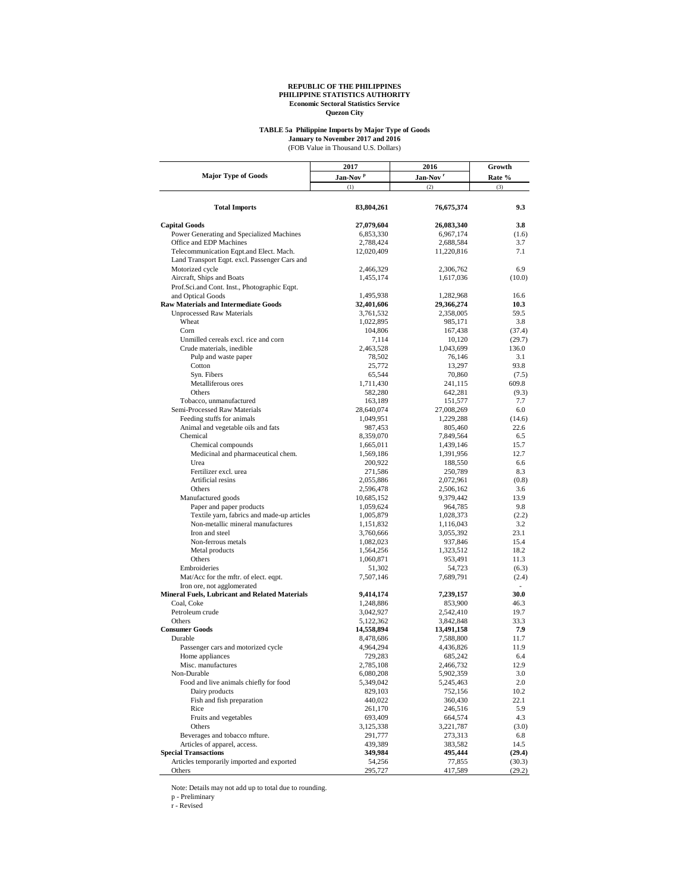**REPUBLIC OF THE PHILIPPINES**
**PHILIPPINE STATISTICS AUTHORITY**
**Economic Sectoral Statistics Service**
**Quezon City**

**TABLE 5a Philippine Imports by Major Type of Goods**
**January to November 2017 and 2016**
(FOB Value in Thousand U.S. Dollars)

| Major Type of Goods | 2017 Jan-Nov p | 2016 Jan-Nov r | Growth Rate % |
|---|---|---|---|
| | (1) | (2) | (3) |
| **Total Imports** | **83,804,261** | **76,675,374** | **9.3** |
| **Capital Goods** | **27,079,604** | **26,083,340** | **3.8** |
| Power Generating and Specialized Machines | 6,853,330 | 6,967,174 | (1.6) |
| Office and EDP Machines | 2,788,424 | 2,688,584 | 3.7 |
| Telecommunication Eqpt.and Elect. Mach. | 12,020,409 | 11,220,816 | 7.1 |
| Land Transport Eqpt. excl. Passenger Cars and Motorized cycle | 2,466,329 | 2,306,762 | 6.9 |
| Aircraft, Ships and Boats | 1,455,174 | 1,617,036 | (10.0) |
| Prof.Sci.and Cont. Inst., Photographic Eqpt. and Optical Goods | 1,495,938 | 1,282,968 | 16.6 |
| **Raw Materials and Intermediate Goods** | **32,401,606** | **29,366,274** | **10.3** |
| Unprocessed Raw Materials | 3,761,532 | 2,358,005 | 59.5 |
| Wheat | 1,022,895 | 985,171 | 3.8 |
| Corn | 104,806 | 167,438 | (37.4) |
| Unmilled cereals excl. rice and corn | 7,114 | 10,120 | (29.7) |
| Crude materials, inedible | 2,463,528 | 1,043,699 | 136.0 |
| Pulp and waste paper | 78,502 | 76,146 | 3.1 |
| Cotton | 25,772 | 13,297 | 93.8 |
| Syn. Fibers | 65,544 | 70,860 | (7.5) |
| Metalliferous ores | 1,711,430 | 241,115 | 609.8 |
| Others | 582,280 | 642,281 | (9.3) |
| Tobacco, unmanufactured | 163,189 | 151,577 | 7.7 |
| Semi-Processed Raw Materials | 28,640,074 | 27,008,269 | 6.0 |
| Feeding stuffs for animals | 1,049,951 | 1,229,288 | (14.6) |
| Animal and vegetable oils and fats | 987,453 | 805,460 | 22.6 |
| Chemical | 8,359,070 | 7,849,564 | 6.5 |
| Chemical compounds | 1,665,011 | 1,439,146 | 15.7 |
| Medicinal and pharmaceutical chem. | 1,569,186 | 1,391,956 | 12.7 |
| Urea | 200,922 | 188,550 | 6.6 |
| Fertilizer excl. urea | 271,586 | 250,789 | 8.3 |
| Artificial resins | 2,055,886 | 2,072,961 | (0.8) |
| Others | 2,596,478 | 2,506,162 | 3.6 |
| Manufactured goods | 10,685,152 | 9,379,442 | 13.9 |
| Paper and paper products | 1,059,624 | 964,785 | 9.8 |
| Textile yarn, fabrics and made-up articles | 1,005,879 | 1,028,373 | (2.2) |
| Non-metallic mineral manufactures | 1,151,832 | 1,116,043 | 3.2 |
| Iron and steel | 3,760,666 | 3,055,392 | 23.1 |
| Non-ferrous metals | 1,082,023 | 937,846 | 15.4 |
| Metal products | 1,564,256 | 1,323,512 | 18.2 |
| Others | 1,060,871 | 953,491 | 11.3 |
| Embroideries | 51,302 | 54,723 | (6.3) |
| Mat/Acc for the mftr. of elect. eqpt. | 7,507,146 | 7,689,791 | (2.4) |
| Iron ore, not agglomerated | | | - |
| **Mineral Fuels, Lubricant and Related Materials** | **9,414,174** | **7,239,157** | **30.0** |
| Coal, Coke | 1,248,886 | 853,900 | 46.3 |
| Petroleum crude | 3,042,927 | 2,542,410 | 19.7 |
| Others | 5,122,362 | 3,842,848 | 33.3 |
| **Consumer Goods** | **14,558,894** | **13,491,158** | **7.9** |
| Durable | 8,478,686 | 7,588,800 | 11.7 |
| Passenger cars and motorized cycle | 4,964,294 | 4,436,826 | 11.9 |
| Home appliances | 729,283 | 685,242 | 6.4 |
| Misc. manufactures | 2,785,108 | 2,466,732 | 12.9 |
| Non-Durable | 6,080,208 | 5,902,359 | 3.0 |
| Food and live animals chiefly for food | 5,349,042 | 5,245,463 | 2.0 |
| Dairy products | 829,103 | 752,156 | 10.2 |
| Fish and fish preparation | 440,022 | 360,430 | 22.1 |
| Rice | 261,170 | 246,516 | 5.9 |
| Fruits and vegetables | 693,409 | 664,574 | 4.3 |
| Others | 3,125,338 | 3,221,787 | (3.0) |
| Beverages and tobacco mfture. | 291,777 | 273,313 | 6.8 |
| Articles of apparel, access. | 439,389 | 383,582 | 14.5 |
| **Special Transactions** | **349,984** | **495,444** | **(29.4)** |
| Articles temporarily imported and exported | 54,256 | 77,855 | (30.3) |
| Others | 295,727 | 417,589 | (29.2) |

Note: Details may not add up to total due to rounding.

p - Preliminary

r - Revised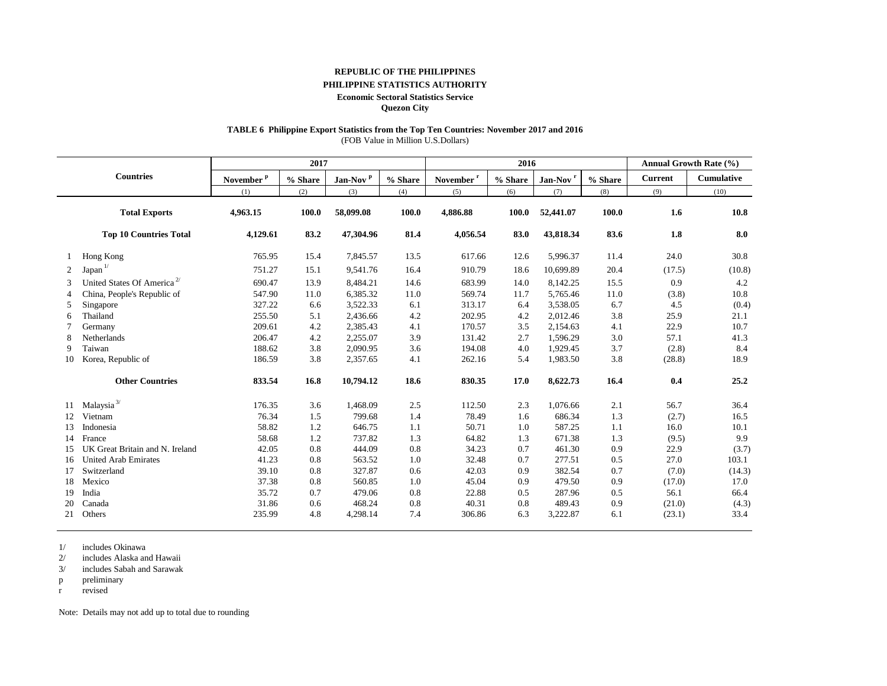**REPUBLIC OF THE PHILIPPINES**
**PHILIPPINE STATISTICS AUTHORITY**
**Economic Sectoral Statistics Service**
**Quezon City**

**TABLE 6 Philippine Export Statistics from the Top Ten Countries: November 2017 and 2016**
(FOB Value in Million U.S.Dollars)

| | Countries | 2017 | | | | 2016 | | | | Annual Growth Rate (%) | |
|---|---|---|---|---|---|---|---|---|---|---|---|
| | | November [p] | % Share | Jan-Nov [p] | % Share | November [r] | % Share | Jan-Nov [r] | % Share | Current | Cumulative |
| | | (1) | (2) | (3) | (4) | (5) | (6) | (7) | (8) | (9) | (10) |
| | **Total Exports** | **4,963.15** | **100.0** | **58,099.08** | **100.0** | **4,886.88** | **100.0** | **52,441.07** | **100.0** | **1.6** | **10.8** |
| | **Top 10 Countries Total** | **4,129.61** | **83.2** | **47,304.96** | **81.4** | **4,056.54** | **83.0** | **43,818.34** | **83.6** | **1.8** | **8.0** |
| 1 | Hong Kong | 765.95 | 15.4 | 7,845.57 | 13.5 | 617.66 | 12.6 | 5,996.37 | 11.4 | 24.0 | 30.8 |
| 2 | Japan [1/] | 751.27 | 15.1 | 9,541.76 | 16.4 | 910.79 | 18.6 | 10,699.89 | 20.4 | (17.5) | (10.8) |
| 3 | United States Of America [2/] | 690.47 | 13.9 | 8,484.21 | 14.6 | 683.99 | 14.0 | 8,142.25 | 15.5 | 0.9 | 4.2 |
| 4 | China, People's Republic of | 547.90 | 11.0 | 6,385.32 | 11.0 | 569.74 | 11.7 | 5,765.46 | 11.0 | (3.8) | 10.8 |
| 5 | Singapore | 327.22 | 6.6 | 3,522.33 | 6.1 | 313.17 | 6.4 | 3,538.05 | 6.7 | 4.5 | (0.4) |
| 6 | Thailand | 255.50 | 5.1 | 2,436.66 | 4.2 | 202.95 | 4.2 | 2,012.46 | 3.8 | 25.9 | 21.1 |
| 7 | Germany | 209.61 | 4.2 | 2,385.43 | 4.1 | 170.57 | 3.5 | 2,154.63 | 4.1 | 22.9 | 10.7 |
| 8 | Netherlands | 206.47 | 4.2 | 2,255.07 | 3.9 | 131.42 | 2.7 | 1,596.29 | 3.0 | 57.1 | 41.3 |
| 9 | Taiwan | 188.62 | 3.8 | 2,090.95 | 3.6 | 194.08 | 4.0 | 1,929.45 | 3.7 | (2.8) | 8.4 |
| 10 | Korea, Republic of | 186.59 | 3.8 | 2,357.65 | 4.1 | 262.16 | 5.4 | 1,983.50 | 3.8 | (28.8) | 18.9 |
| | **Other Countries** | **833.54** | **16.8** | **10,794.12** | **18.6** | **830.35** | **17.0** | **8,622.73** | **16.4** | **0.4** | **25.2** |
| 11 | Malaysia [3/] | 176.35 | 3.6 | 1,468.09 | 2.5 | 112.50 | 2.3 | 1,076.66 | 2.1 | 56.7 | 36.4 |
| 12 | Vietnam | 76.34 | 1.5 | 799.68 | 1.4 | 78.49 | 1.6 | 686.34 | 1.3 | (2.7) | 16.5 |
| 13 | Indonesia | 58.82 | 1.2 | 646.75 | 1.1 | 50.71 | 1.0 | 587.25 | 1.1 | 16.0 | 10.1 |
| 14 | France | 58.68 | 1.2 | 737.82 | 1.3 | 64.82 | 1.3 | 671.38 | 1.3 | (9.5) | 9.9 |
| 15 | UK Great Britain and N. Ireland | 42.05 | 0.8 | 444.09 | 0.8 | 34.23 | 0.7 | 461.30 | 0.9 | 22.9 | (3.7) |
| 16 | United Arab Emirates | 41.23 | 0.8 | 563.52 | 1.0 | 32.48 | 0.7 | 277.51 | 0.5 | 27.0 | 103.1 |
| 17 | Switzerland | 39.10 | 0.8 | 327.87 | 0.6 | 42.03 | 0.9 | 382.54 | 0.7 | (7.0) | (14.3) |
| 18 | Mexico | 37.38 | 0.8 | 560.85 | 1.0 | 45.04 | 0.9 | 479.50 | 0.9 | (17.0) | 17.0 |
| 19 | India | 35.72 | 0.7 | 479.06 | 0.8 | 22.88 | 0.5 | 287.96 | 0.5 | 56.1 | 66.4 |
| 20 | Canada | 31.86 | 0.6 | 468.24 | 0.8 | 40.31 | 0.8 | 489.43 | 0.9 | (21.0) | (4.3) |
| 21 | Others | 235.99 | 4.8 | 4,298.14 | 7.4 | 306.86 | 6.3 | 3,222.87 | 6.1 | (23.1) | 33.4 |

1/ includes Okinawa
2/ includes Alaska and Hawaii
3/ includes Sabah and Sarawak
p preliminary
r revised

Note: Details may not add up to total due to rounding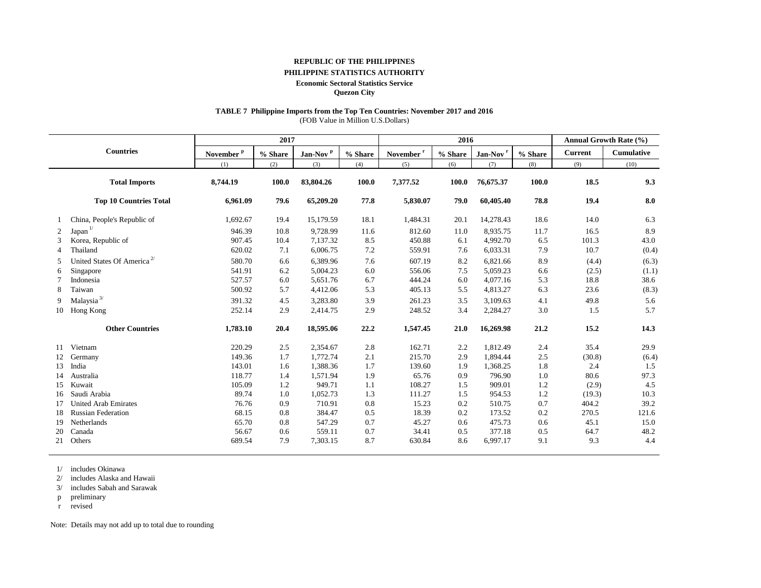**REPUBLIC OF THE PHILIPPINES**

**PHILIPPINE STATISTICS AUTHORITY**

**Economic Sectoral Statistics Service**

**Quezon City**

**TABLE 7 Philippine Imports from the Top Ten Countries: November 2017 and 2016**

(FOB Value in Million U.S.Dollars)

| | Countries | 2017 | | | | 2016 | | | | Annual Growth Rate (%) | |
|---|---|---|---|---|---|---|---|---|---|---|---|
| | | November p | % Share | Jan-Nov p | % Share | November r | % Share | Jan-Nov r | % Share | Current | Cumulative |
| | | (1) | (2) | (3) | (4) | (5) | (6) | (7) | (8) | (9) | (10) |
| | **Total Imports** | **8,744.19** | **100.0** | **83,804.26** | **100.0** | **7,377.52** | **100.0** | **76,675.37** | **100.0** | **18.5** | **9.3** |
| | **Top 10 Countries Total** | **6,961.09** | **79.6** | **65,209.20** | **77.8** | **5,830.07** | **79.0** | **60,405.40** | **78.8** | **19.4** | **8.0** |
| 1 | China, People's Republic of | 1,692.67 | 19.4 | 15,179.59 | 18.1 | 1,484.31 | 20.1 | 14,278.43 | 18.6 | 14.0 | 6.3 |
| 2 | Japan 1/ | 946.39 | 10.8 | 9,728.99 | 11.6 | 812.60 | 11.0 | 8,935.75 | 11.7 | 16.5 | 8.9 |
| 3 | Korea, Republic of | 907.45 | 10.4 | 7,137.32 | 8.5 | 450.88 | 6.1 | 4,992.70 | 6.5 | 101.3 | 43.0 |
| 4 | Thailand | 620.02 | 7.1 | 6,006.75 | 7.2 | 559.91 | 7.6 | 6,033.31 | 7.9 | 10.7 | (0.4) |
| 5 | United States Of America 2/ | 580.70 | 6.6 | 6,389.96 | 7.6 | 607.19 | 8.2 | 6,821.66 | 8.9 | (4.4) | (6.3) |
| 6 | Singapore | 541.91 | 6.2 | 5,004.23 | 6.0 | 556.06 | 7.5 | 5,059.23 | 6.6 | (2.5) | (1.1) |
| 7 | Indonesia | 527.57 | 6.0 | 5,651.76 | 6.7 | 444.24 | 6.0 | 4,077.16 | 5.3 | 18.8 | 38.6 |
| 8 | Taiwan | 500.92 | 5.7 | 4,412.06 | 5.3 | 405.13 | 5.5 | 4,813.27 | 6.3 | 23.6 | (8.3) |
| 9 | Malaysia 3/ | 391.32 | 4.5 | 3,283.80 | 3.9 | 261.23 | 3.5 | 3,109.63 | 4.1 | 49.8 | 5.6 |
| 10 | Hong Kong | 252.14 | 2.9 | 2,414.75 | 2.9 | 248.52 | 3.4 | 2,284.27 | 3.0 | 1.5 | 5.7 |
| | **Other Countries** | **1,783.10** | **20.4** | **18,595.06** | **22.2** | **1,547.45** | **21.0** | **16,269.98** | **21.2** | **15.2** | **14.3** |
| 11 | Vietnam | 220.29 | 2.5 | 2,354.67 | 2.8 | 162.71 | 2.2 | 1,812.49 | 2.4 | 35.4 | 29.9 |
| 12 | Germany | 149.36 | 1.7 | 1,772.74 | 2.1 | 215.70 | 2.9 | 1,894.44 | 2.5 | (30.8) | (6.4) |
| 13 | India | 143.01 | 1.6 | 1,388.36 | 1.7 | 139.60 | 1.9 | 1,368.25 | 1.8 | 2.4 | 1.5 |
| 14 | Australia | 118.77 | 1.4 | 1,571.94 | 1.9 | 65.76 | 0.9 | 796.90 | 1.0 | 80.6 | 97.3 |
| 15 | Kuwait | 105.09 | 1.2 | 949.71 | 1.1 | 108.27 | 1.5 | 909.01 | 1.2 | (2.9) | 4.5 |
| 16 | Saudi Arabia | 89.74 | 1.0 | 1,052.73 | 1.3 | 111.27 | 1.5 | 954.53 | 1.2 | (19.3) | 10.3 |
| 17 | United Arab Emirates | 76.76 | 0.9 | 710.91 | 0.8 | 15.23 | 0.2 | 510.75 | 0.7 | 404.2 | 39.2 |
| 18 | Russian Federation | 68.15 | 0.8 | 384.47 | 0.5 | 18.39 | 0.2 | 173.52 | 0.2 | 270.5 | 121.6 |
| 19 | Netherlands | 65.70 | 0.8 | 547.29 | 0.7 | 45.27 | 0.6 | 475.73 | 0.6 | 45.1 | 15.0 |
| 20 | Canada | 56.67 | 0.6 | 559.11 | 0.7 | 34.41 | 0.5 | 377.18 | 0.5 | 64.7 | 48.2 |
| 21 | Others | 689.54 | 7.9 | 7,303.15 | 8.7 | 630.84 | 8.6 | 6,997.17 | 9.1 | 9.3 | 4.4 |

1/ includes Okinawa

2/ includes Alaska and Hawaii

3/ includes Sabah and Sarawak

p preliminary

r revised

Note: Details may not add up to total due to rounding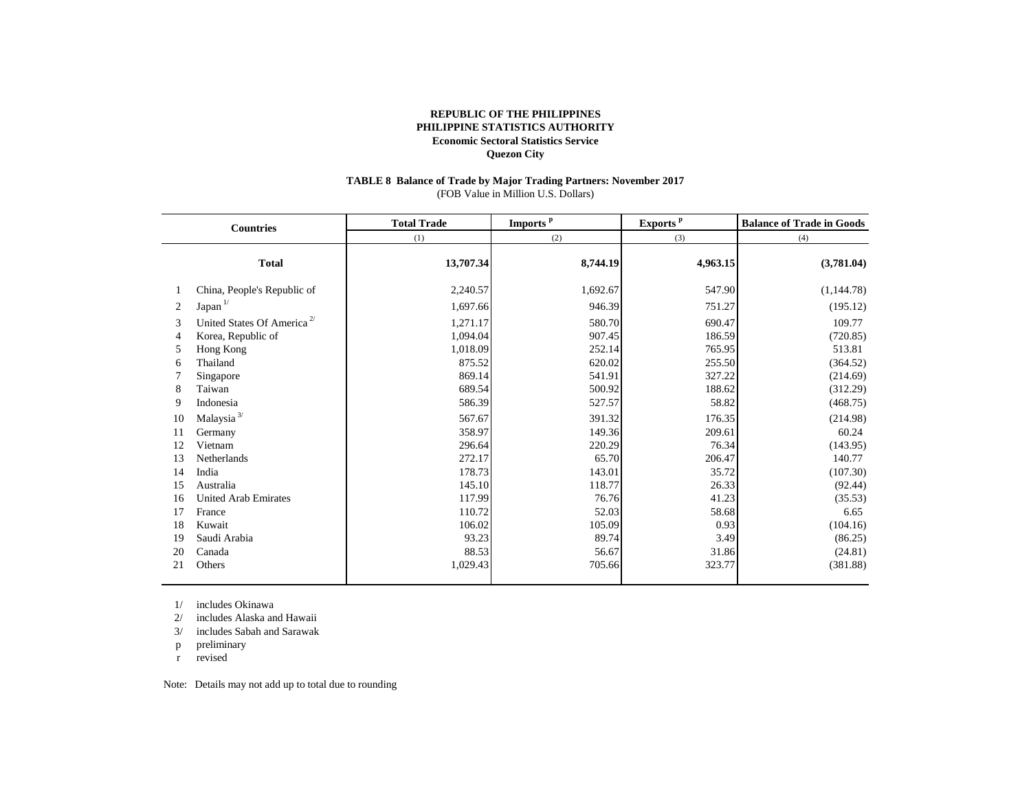**REPUBLIC OF THE PHILIPPINES**
**PHILIPPINE STATISTICS AUTHORITY**
**Economic Sectoral Statistics Service**
**Quezon City**

**TABLE 8 Balance of Trade by Major Trading Partners: November 2017**
(FOB Value in Million U.S. Dollars)

| | Countries | Total Trade | Imports p | Exports p | Balance of Trade in Goods |
|---|---|---|---|---|---|
| | | (1) | (2) | (3) | (4) |
| | **Total** | **13,707.34** | **8,744.19** | **4,963.15** | **(3,781.04)** |
| 1 | China, People's Republic of | 2,240.57 | 1,692.67 | 547.90 | (1,144.78) |
| 2 | Japan 1/ | 1,697.66 | 946.39 | 751.27 | (195.12) |
| 3 | United States Of America 2/ | 1,271.17 | 580.70 | 690.47 | 109.77 |
| 4 | Korea, Republic of | 1,094.04 | 907.45 | 186.59 | (720.85) |
| 5 | Hong Kong | 1,018.09 | 252.14 | 765.95 | 513.81 |
| 6 | Thailand | 875.52 | 620.02 | 255.50 | (364.52) |
| 7 | Singapore | 869.14 | 541.91 | 327.22 | (214.69) |
| 8 | Taiwan | 689.54 | 500.92 | 188.62 | (312.29) |
| 9 | Indonesia | 586.39 | 527.57 | 58.82 | (468.75) |
| 10 | Malaysia 3/ | 567.67 | 391.32 | 176.35 | (214.98) |
| 11 | Germany | 358.97 | 149.36 | 209.61 | 60.24 |
| 12 | Vietnam | 296.64 | 220.29 | 76.34 | (143.95) |
| 13 | Netherlands | 272.17 | 65.70 | 206.47 | 140.77 |
| 14 | India | 178.73 | 143.01 | 35.72 | (107.30) |
| 15 | Australia | 145.10 | 118.77 | 26.33 | (92.44) |
| 16 | United Arab Emirates | 117.99 | 76.76 | 41.23 | (35.53) |
| 17 | France | 110.72 | 52.03 | 58.68 | 6.65 |
| 18 | Kuwait | 106.02 | 105.09 | 0.93 | (104.16) |
| 19 | Saudi Arabia | 93.23 | 89.74 | 3.49 | (86.25) |
| 20 | Canada | 88.53 | 56.67 | 31.86 | (24.81) |
| 21 | Others | 1,029.43 | 705.66 | 323.77 | (381.88) |

1/ includes Okinawa
2/ includes Alaska and Hawaii
3/ includes Sabah and Sarawak
p preliminary
r revised

Note: Details may not add up to total due to rounding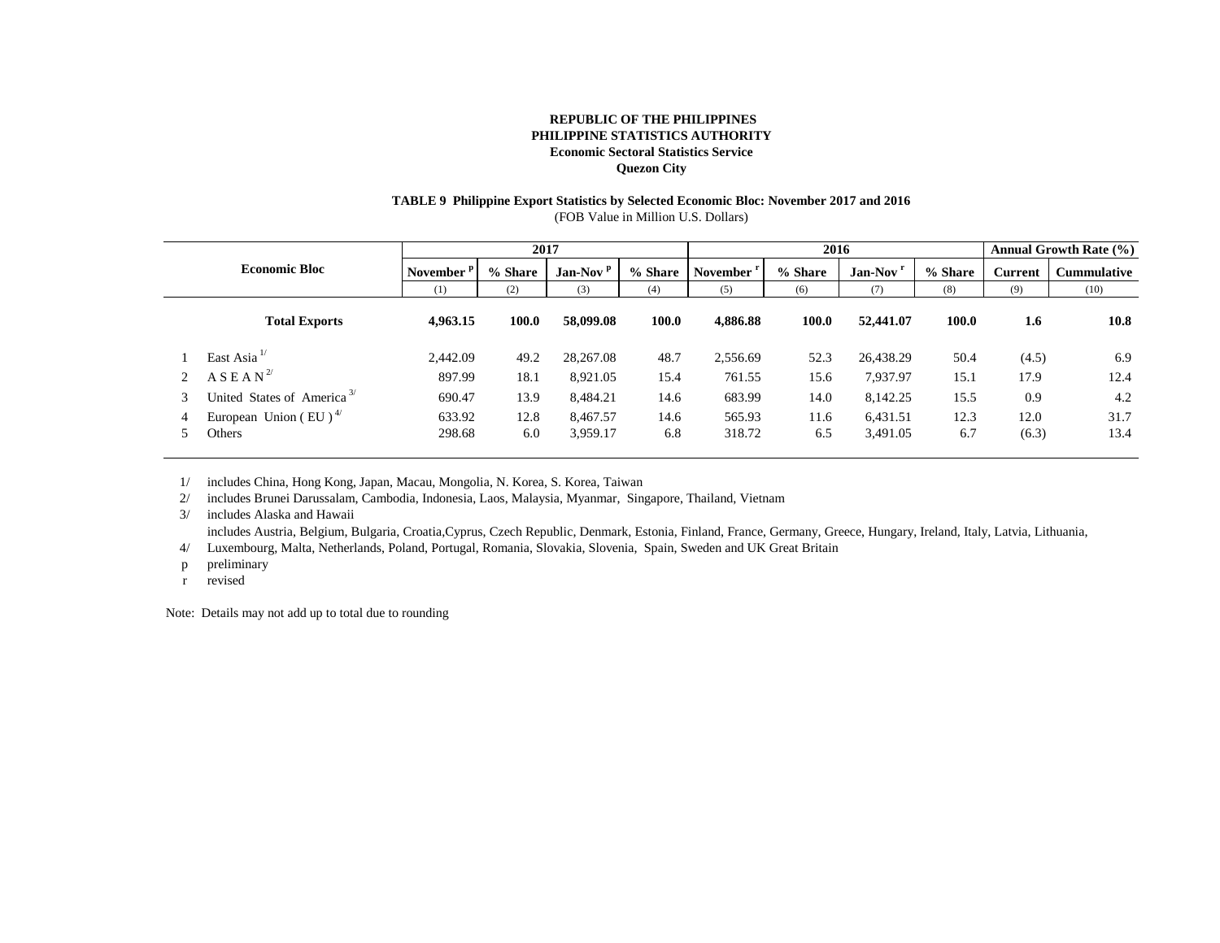**REPUBLIC OF THE PHILIPPINES**
**PHILIPPINE STATISTICS AUTHORITY**
**Economic Sectoral Statistics Service**
**Quezon City**

**TABLE 9 Philippine Export Statistics by Selected Economic Bloc: November 2017 and 2016**
(FOB Value in Million U.S. Dollars)

| | Economic Bloc | 2017 | | | | 2016 | | | | Annual Growth Rate (%) | |
|---|---|---|---|---|---|---|---|---|---|---|---|
| | | November [p] | % Share | Jan-Nov [p] | % Share | November [r] | % Share | Jan-Nov [r] | % Share | Current | Cummulative |
| | | (1) | (2) | (3) | (4) | (5) | (6) | (7) | (8) | (9) | (10) |
| | **Total Exports** | **4,963.15** | **100.0** | **58,099.08** | **100.0** | **4,886.88** | **100.0** | **52,441.07** | **100.0** | **1.6** | **10.8** |
| 1 | East Asia [1/] | 2,442.09 | 49.2 | 28,267.08 | 48.7 | 2,556.69 | 52.3 | 26,438.29 | 50.4 | (4.5) | 6.9 |
| 2 | A S E A N [2/] | 897.99 | 18.1 | 8,921.05 | 15.4 | 761.55 | 15.6 | 7,937.97 | 15.1 | 17.9 | 12.4 |
| 3 | United States of America [3/] | 690.47 | 13.9 | 8,484.21 | 14.6 | 683.99 | 14.0 | 8,142.25 | 15.5 | 0.9 | 4.2 |
| 4 | European Union ( EU ) [4/] | 633.92 | 12.8 | 8,467.57 | 14.6 | 565.93 | 11.6 | 6,431.51 | 12.3 | 12.0 | 31.7 |
| 5 | Others | 298.68 | 6.0 | 3,959.17 | 6.8 | 318.72 | 6.5 | 3,491.05 | 6.7 | (6.3) | 13.4 |

1/ includes China, Hong Kong, Japan, Macau, Mongolia, N. Korea, S. Korea, Taiwan
2/ includes Brunei Darussalam, Cambodia, Indonesia, Laos, Malaysia, Myanmar, Singapore, Thailand, Vietnam
3/ includes Alaska and Hawaii
4/ includes Austria, Belgium, Bulgaria, Croatia,Cyprus, Czech Republic, Denmark, Estonia, Finland, France, Germany, Greece, Hungary, Ireland, Italy, Latvia, Lithuania, Luxembourg, Malta, Netherlands, Poland, Portugal, Romania, Slovakia, Slovenia, Spain, Sweden and UK Great Britain
p preliminary
r revised

Note: Details may not add up to total due to rounding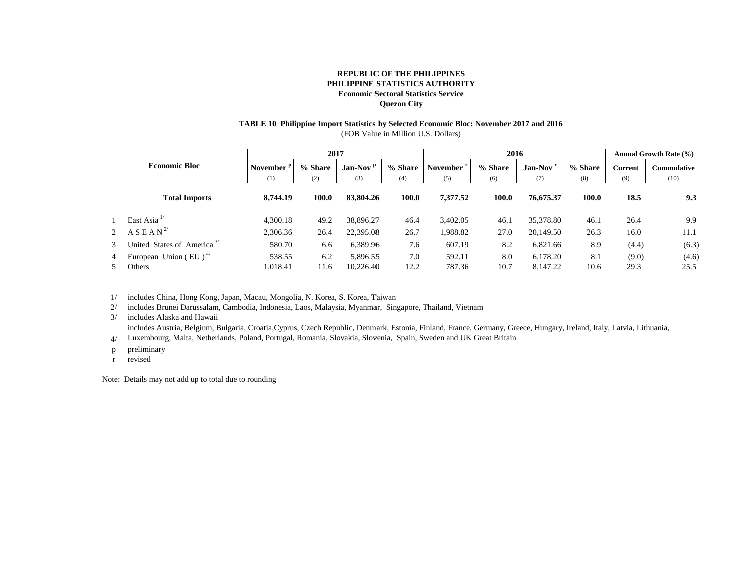**REPUBLIC OF THE PHILIPPINES**
**PHILIPPINE STATISTICS AUTHORITY**
**Economic Sectoral Statistics Service**
**Quezon City**

**TABLE 10 Philippine Import Statistics by Selected Economic Bloc: November 2017 and 2016**
(FOB Value in Million U.S. Dollars)

| | Economic Bloc | 2017 | | | | 2016 | | | | Annual Growth Rate (%) | |
|---|---|---|---|---|---|---|---|---|---|---|---|
| | | November p | % Share | Jan-Nov p | % Share | November r | % Share | Jan-Nov r | % Share | Current | Cummulative |
| | | (1) | (2) | (3) | (4) | (5) | (6) | (7) | (8) | (9) | (10) |
| | **Total Imports** | **8,744.19** | **100.0** | **83,804.26** | **100.0** | **7,377.52** | **100.0** | **76,675.37** | **100.0** | **18.5** | **9.3** |
| 1 | East Asia [1/] | 4,300.18 | 49.2 | 38,896.27 | 46.4 | 3,402.05 | 46.1 | 35,378.80 | 46.1 | 26.4 | 9.9 |
| 2 | A S E A N [2/] | 2,306.36 | 26.4 | 22,395.08 | 26.7 | 1,988.82 | 27.0 | 20,149.50 | 26.3 | 16.0 | 11.1 |
| 3 | United States of America [3/] | 580.70 | 6.6 | 6,389.96 | 7.6 | 607.19 | 8.2 | 6,821.66 | 8.9 | (4.4) | (6.3) |
| 4 | European Union ( EU ) [4/] | 538.55 | 6.2 | 5,896.55 | 7.0 | 592.11 | 8.0 | 6,178.20 | 8.1 | (9.0) | (4.6) |
| 5 | Others | 1,018.41 | 11.6 | 10,226.40 | 12.2 | 787.36 | 10.7 | 8,147.22 | 10.6 | 29.3 | 25.5 |

1/ includes China, Hong Kong, Japan, Macau, Mongolia, N. Korea, S. Korea, Taiwan
2/ includes Brunei Darussalam, Cambodia, Indonesia, Laos, Malaysia, Myanmar, Singapore, Thailand, Vietnam
3/ includes Alaska and Hawaii
4/ includes Austria, Belgium, Bulgaria, Croatia,Cyprus, Czech Republic, Denmark, Estonia, Finland, France, Germany, Greece, Hungary, Ireland, Italy, Latvia, Lithuania, Luxembourg, Malta, Netherlands, Poland, Portugal, Romania, Slovakia, Slovenia, Spain, Sweden and UK Great Britain
p preliminary
r revised

Note: Details may not add up to total due to rounding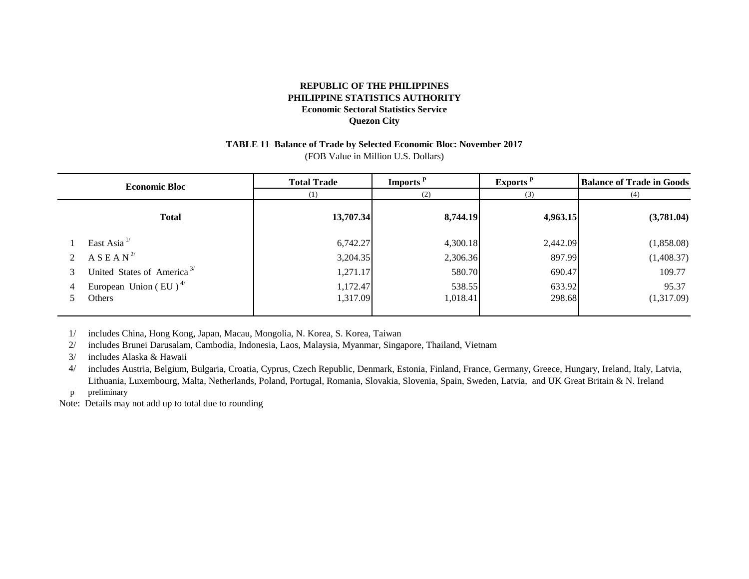**REPUBLIC OF THE PHILIPPINES**
**PHILIPPINE STATISTICS AUTHORITY**
**Economic Sectoral Statistics Service**
**Quezon City**

**TABLE 11 Balance of Trade by Selected Economic Bloc: November 2017**
(FOB Value in Million U.S. Dollars)

| Economic Bloc | | Total Trade | Imports [p] | Exports [p] | Balance of Trade in Goods |
|---|---|---|---|---|---|
| | | (1) | (2) | (3) | (4) |
| **Total** | | **13,707.34** | **8,744.19** | **4,963.15** | **(3,781.04)** |
| 1 | East Asia [1/] | 6,742.27 | 4,300.18 | 2,442.09 | (1,858.08) |
| 2 | A S E A N [2/] | 3,204.35 | 2,306.36 | 897.99 | (1,408.37) |
| 3 | United States of America [3/] | 1,271.17 | 580.70 | 690.47 | 109.77 |
| 4 | European Union ( EU ) [4/] | 1,172.47 | 538.55 | 633.92 | 95.37 |
| 5 | Others | 1,317.09 | 1,018.41 | 298.68 | (1,317.09) |

1/ includes China, Hong Kong, Japan, Macau, Mongolia, N. Korea, S. Korea, Taiwan

2/ includes Brunei Darusalam, Cambodia, Indonesia, Laos, Malaysia, Myanmar, Singapore, Thailand, Vietnam

3/ includes Alaska & Hawaii

4/ includes Austria, Belgium, Bulgaria, Croatia, Cyprus, Czech Republic, Denmark, Estonia, Finland, France, Germany, Greece, Hungary, Ireland, Italy, Latvia, Lithuania, Luxembourg, Malta, Netherlands, Poland, Portugal, Romania, Slovakia, Slovenia, Spain, Sweden, Latvia, and UK Great Britain & N. Ireland

p preliminary

Note: Details may not add up to total due to rounding